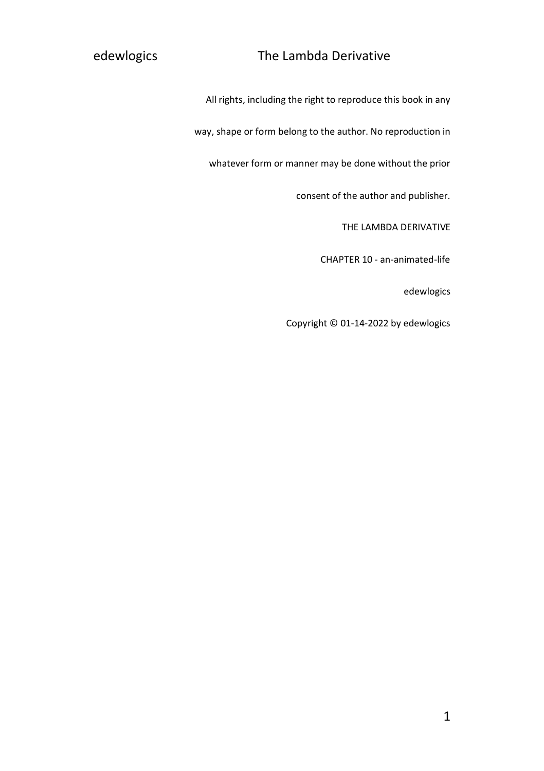All rights, including the right to reproduce this book in any way, shape or form belong to the author. No reproduction in whatever form or manner may be done without the prior consent of the author and publisher.

THE LAMBDA DERIVATIVE

CHAPTER 10 - an-animated-life

edewlogics

Copyright © 01-14-2022 by edewlogics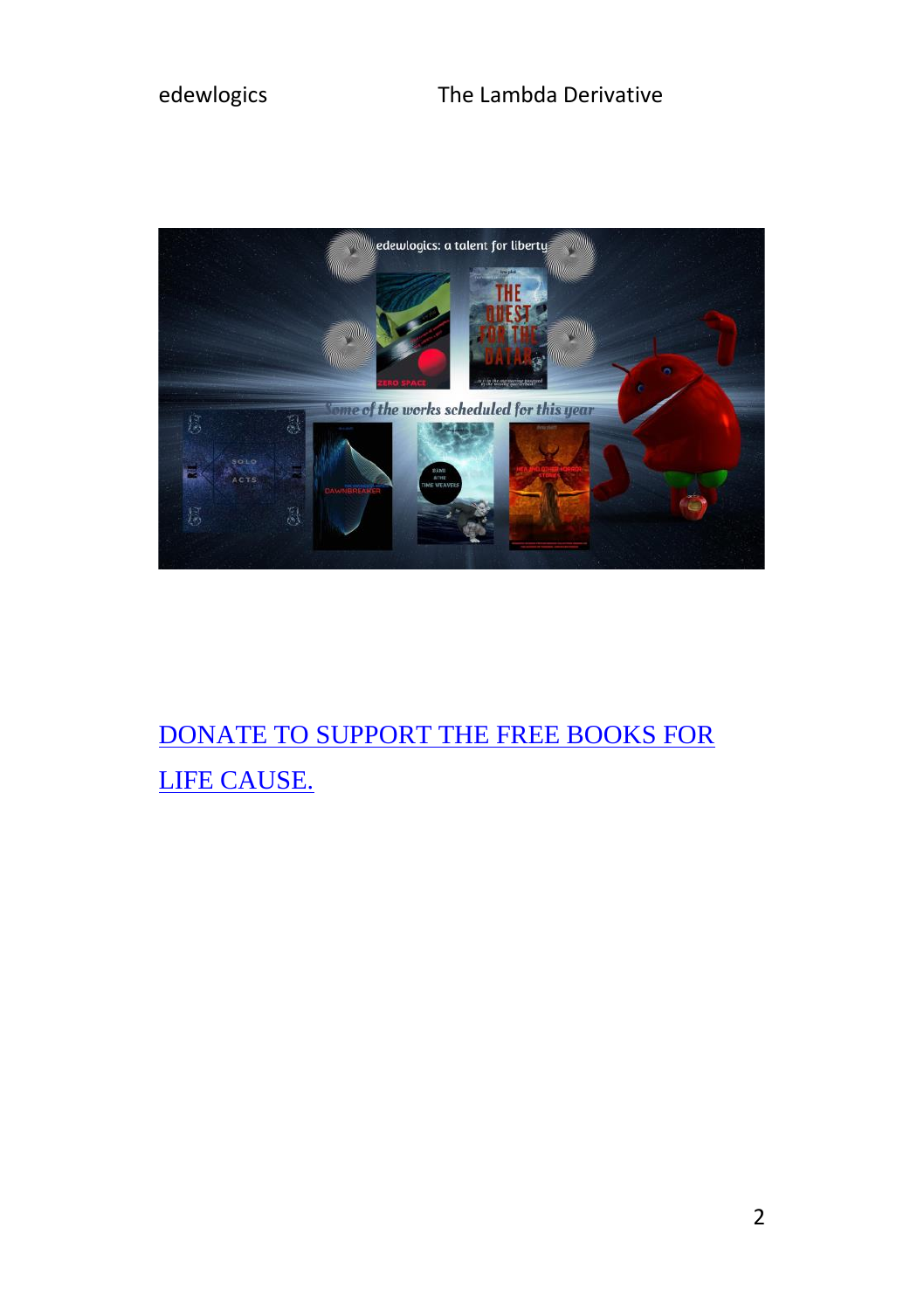[DONATE TO SUPPORT THE FREE BOOKS FOR LIFE CAUSE.]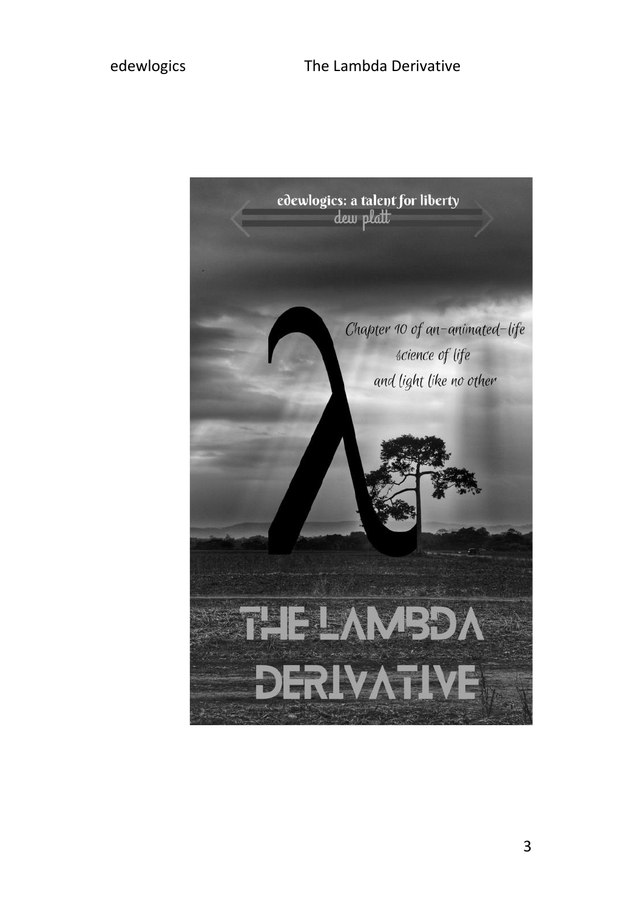edewlogics: a talent for liberty

dew platt

Chapter 10 of an-animated-life

science of life

and light like no other

λ

# THE LAMBDA DERIVATIVE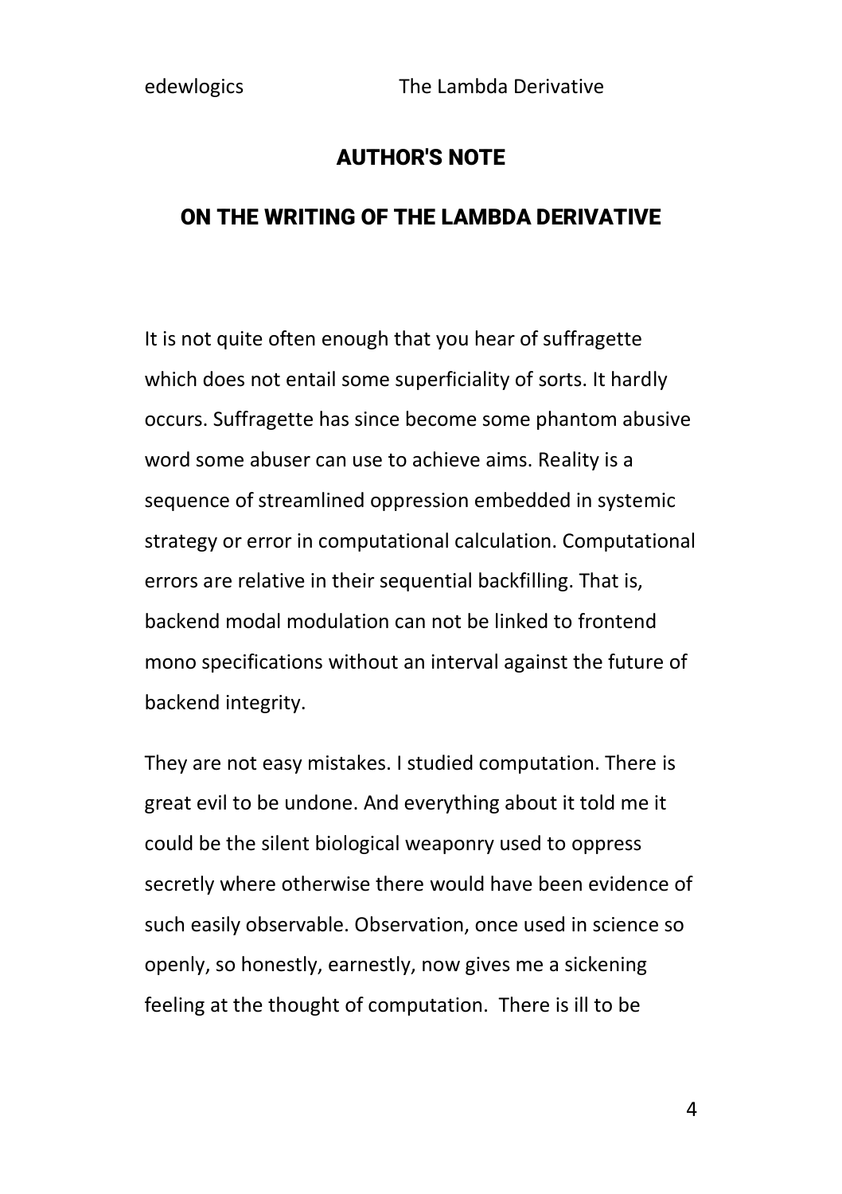## AUTHOR'S NOTE

## ON THE WRITING OF THE LAMBDA DERIVATIVE

It is not quite often enough that you hear of suffragette which does not entail some superficiality of sorts. It hardly occurs. Suffragette has since become some phantom abusive word some abuser can use to achieve aims. Reality is a sequence of streamlined oppression embedded in systemic strategy or error in computational calculation. Computational errors are relative in their sequential backfilling. That is, backend modal modulation can not be linked to frontend mono specifications without an interval against the future of backend integrity.

They are not easy mistakes. I studied computation. There is great evil to be undone. And everything about it told me it could be the silent biological weaponry used to oppress secretly where otherwise there would have been evidence of such easily observable. Observation, once used in science so openly, so honestly, earnestly, now gives me a sickening feeling at the thought of computation.  There is ill to be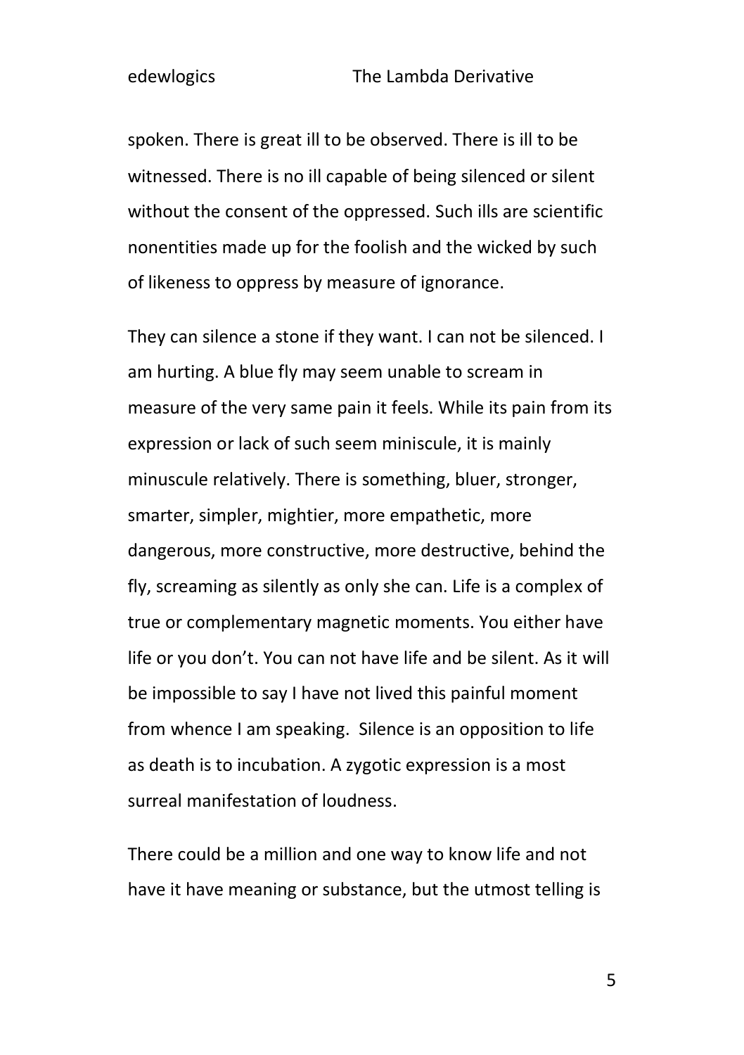spoken. There is great ill to be observed. There is ill to be witnessed. There is no ill capable of being silenced or silent without the consent of the oppressed. Such ills are scientific nonentities made up for the foolish and the wicked by such of likeness to oppress by measure of ignorance.

They can silence a stone if they want. I can not be silenced. I am hurting. A blue fly may seem unable to scream in measure of the very same pain it feels. While its pain from its expression or lack of such seem miniscule, it is mainly minuscule relatively. There is something, bluer, stronger, smarter, simpler, mightier, more empathetic, more dangerous, more constructive, more destructive, behind the fly, screaming as silently as only she can. Life is a complex of true or complementary magnetic moments. You either have life or you don't. You can not have life and be silent. As it will be impossible to say I have not lived this painful moment from whence I am speaking.  Silence is an opposition to life as death is to incubation. A zygotic expression is a most surreal manifestation of loudness.

There could be a million and one way to know life and not have it have meaning or substance, but the utmost telling is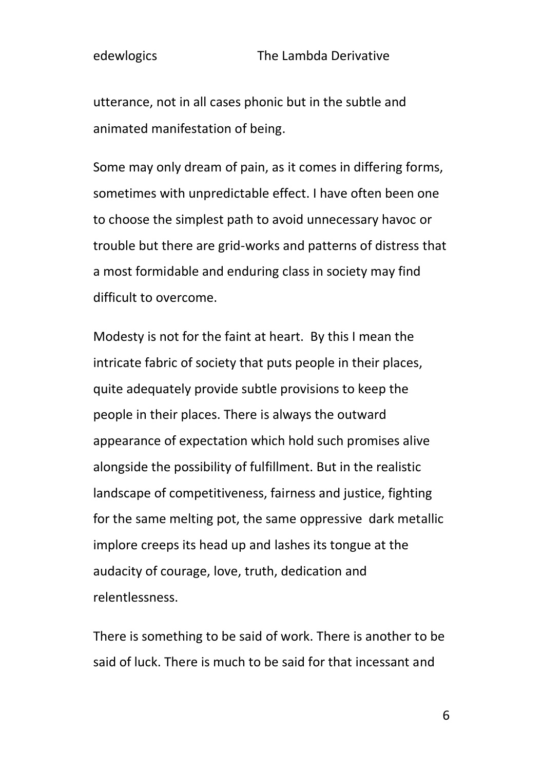utterance, not in all cases phonic but in the subtle and animated manifestation of being.

Some may only dream of pain, as it comes in differing forms, sometimes with unpredictable effect. I have often been one to choose the simplest path to avoid unnecessary havoc or trouble but there are grid-works and patterns of distress that a most formidable and enduring class in society may find difficult to overcome.

Modesty is not for the faint at heart. By this I mean the intricate fabric of society that puts people in their places, quite adequately provide subtle provisions to keep the people in their places. There is always the outward appearance of expectation which hold such promises alive alongside the possibility of fulfillment. But in the realistic landscape of competitiveness, fairness and justice, fighting for the same melting pot, the same oppressive dark metallic implore creeps its head up and lashes its tongue at the audacity of courage, love, truth, dedication and relentlessness.

There is something to be said of work. There is another to be said of luck. There is much to be said for that incessant and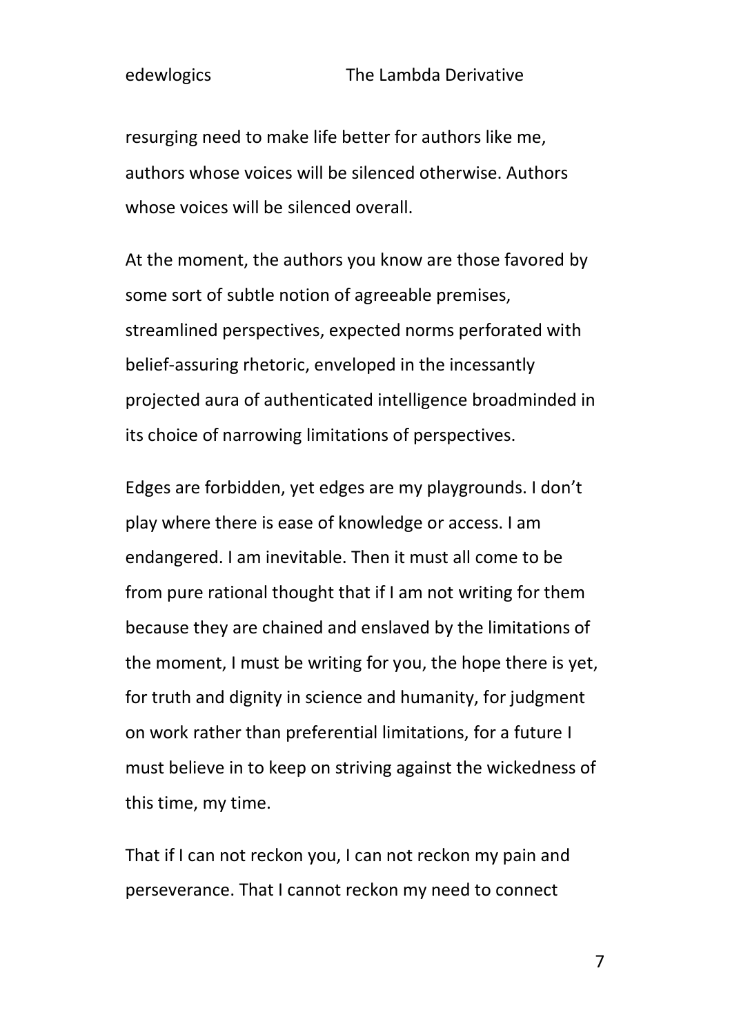resurging need to make life better for authors like me, authors whose voices will be silenced otherwise. Authors whose voices will be silenced overall.

At the moment, the authors you know are those favored by some sort of subtle notion of agreeable premises, streamlined perspectives, expected norms perforated with belief-assuring rhetoric, enveloped in the incessantly projected aura of authenticated intelligence broadminded in its choice of narrowing limitations of perspectives.

Edges are forbidden, yet edges are my playgrounds. I don't play where there is ease of knowledge or access. I am endangered. I am inevitable. Then it must all come to be from pure rational thought that if I am not writing for them because they are chained and enslaved by the limitations of the moment, I must be writing for you, the hope there is yet, for truth and dignity in science and humanity, for judgment on work rather than preferential limitations, for a future I must believe in to keep on striving against the wickedness of this time, my time.

That if I can not reckon you, I can not reckon my pain and perseverance. That I cannot reckon my need to connect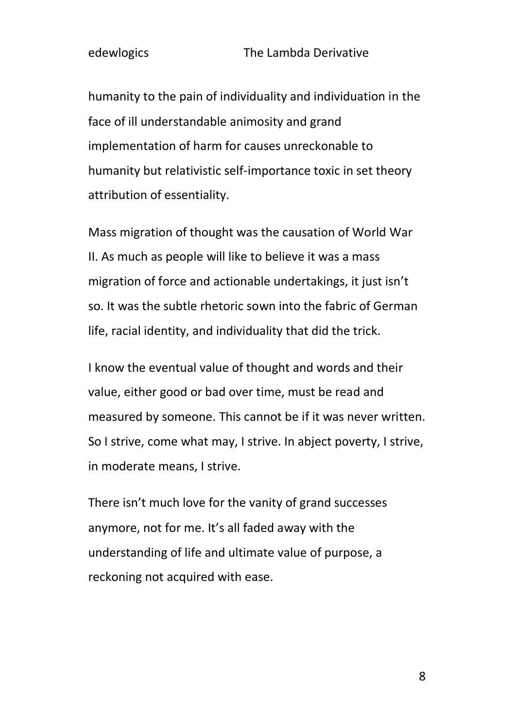humanity to the pain of individuality and individuation in the face of ill understandable animosity and grand implementation of harm for causes unreckonable to humanity but relativistic self-importance toxic in set theory attribution of essentiality.

Mass migration of thought was the causation of World War II. As much as people will like to believe it was a mass migration of force and actionable undertakings, it just isn't so. It was the subtle rhetoric sown into the fabric of German life, racial identity, and individuality that did the trick.

I know the eventual value of thought and words and their value, either good or bad over time, must be read and measured by someone. This cannot be if it was never written. So I strive, come what may, I strive. In abject poverty, I strive, in moderate means, I strive.

There isn't much love for the vanity of grand successes anymore, not for me. It's all faded away with the understanding of life and ultimate value of purpose, a reckoning not acquired with ease.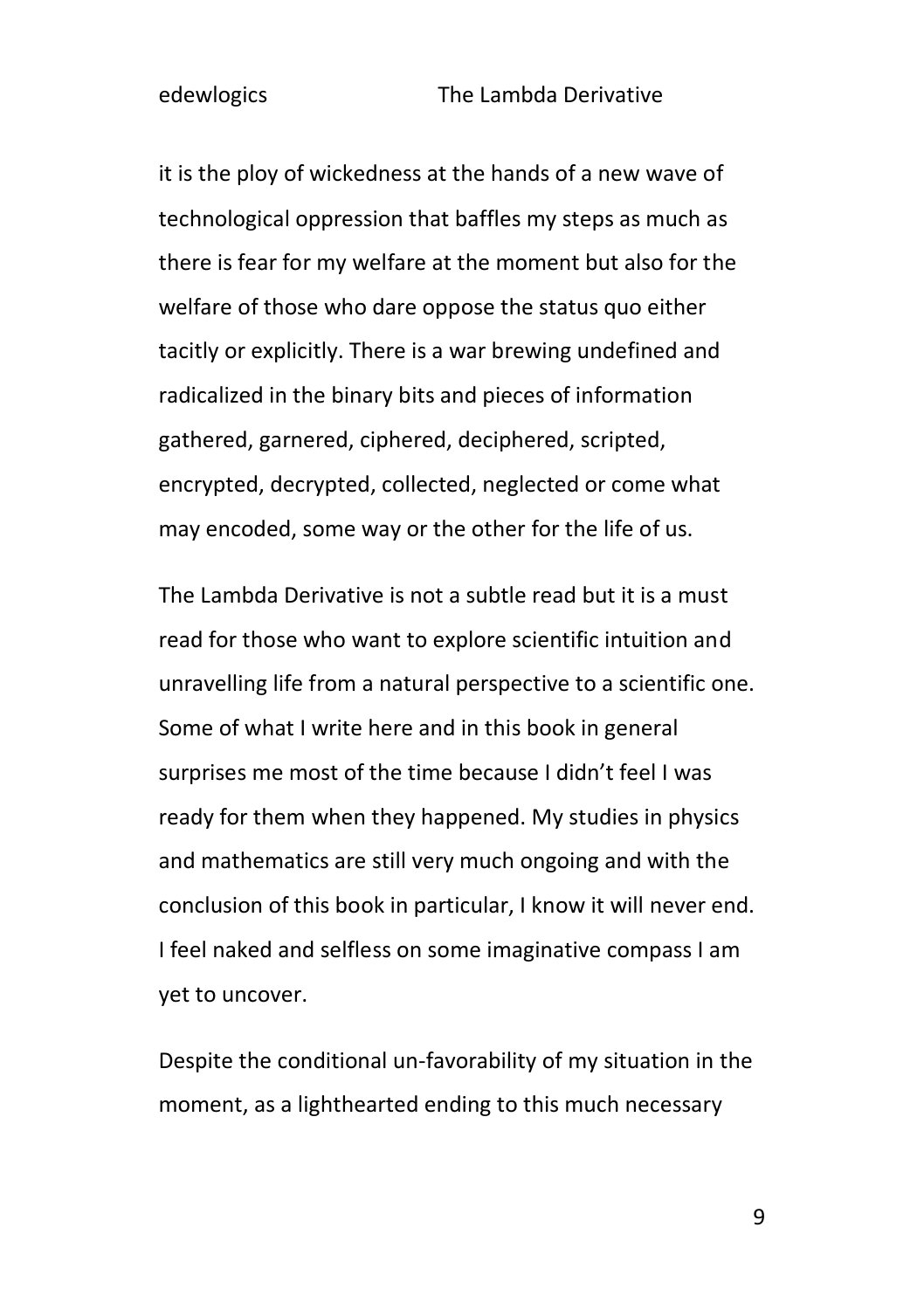it is the ploy of wickedness at the hands of a new wave of technological oppression that baffles my steps as much as there is fear for my welfare at the moment but also for the welfare of those who dare oppose the status quo either tacitly or explicitly. There is a war brewing undefined and radicalized in the binary bits and pieces of information gathered, garnered, ciphered, deciphered, scripted, encrypted, decrypted, collected, neglected or come what may encoded, some way or the other for the life of us.

The Lambda Derivative is not a subtle read but it is a must read for those who want to explore scientific intuition and unravelling life from a natural perspective to a scientific one. Some of what I write here and in this book in general surprises me most of the time because I didn't feel I was ready for them when they happened. My studies in physics and mathematics are still very much ongoing and with the conclusion of this book in particular, I know it will never end. I feel naked and selfless on some imaginative compass I am yet to uncover.

Despite the conditional un-favorability of my situation in the moment, as a lighthearted ending to this much necessary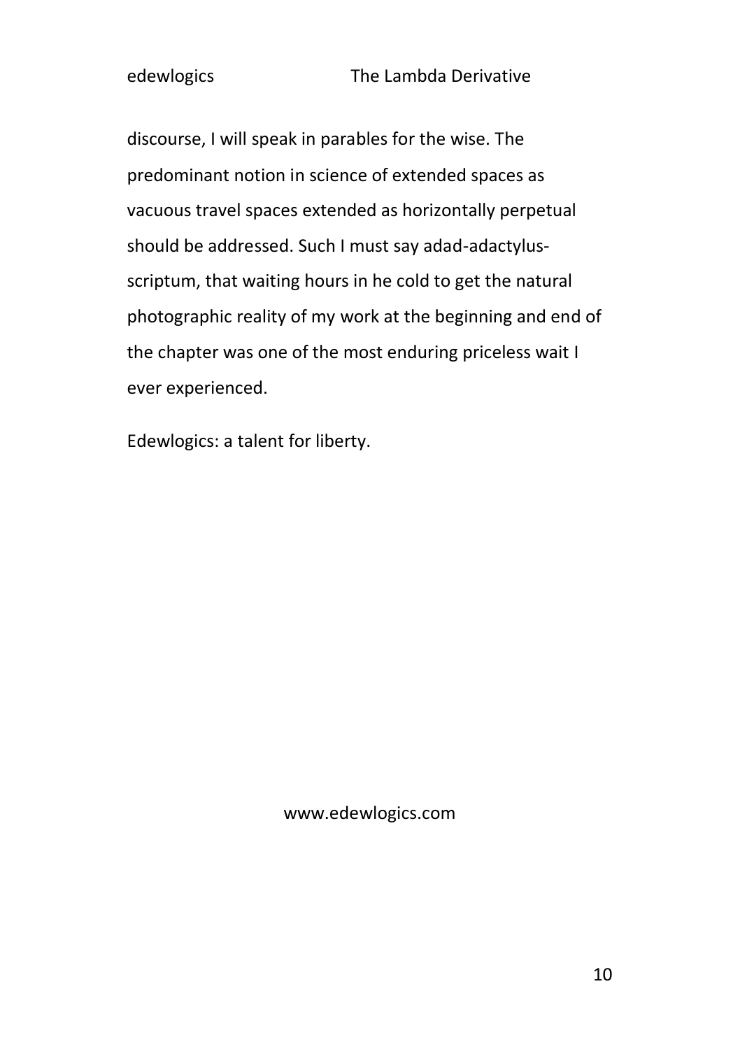discourse, I will speak in parables for the wise. The predominant notion in science of extended spaces as vacuous travel spaces extended as horizontally perpetual should be addressed. Such I must say adad-adactylus-scriptum, that waiting hours in he cold to get the natural photographic reality of my work at the beginning and end of the chapter was one of the most enduring priceless wait I ever experienced.

Edewlogics: a talent for liberty.

www.edewlogics.com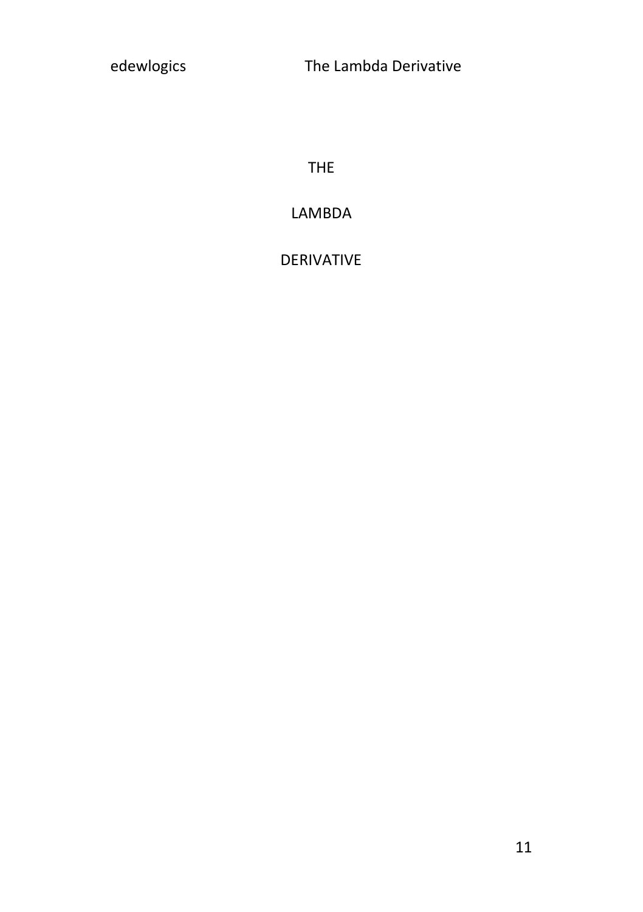# THE

# LAMBDA

# DERIVATIVE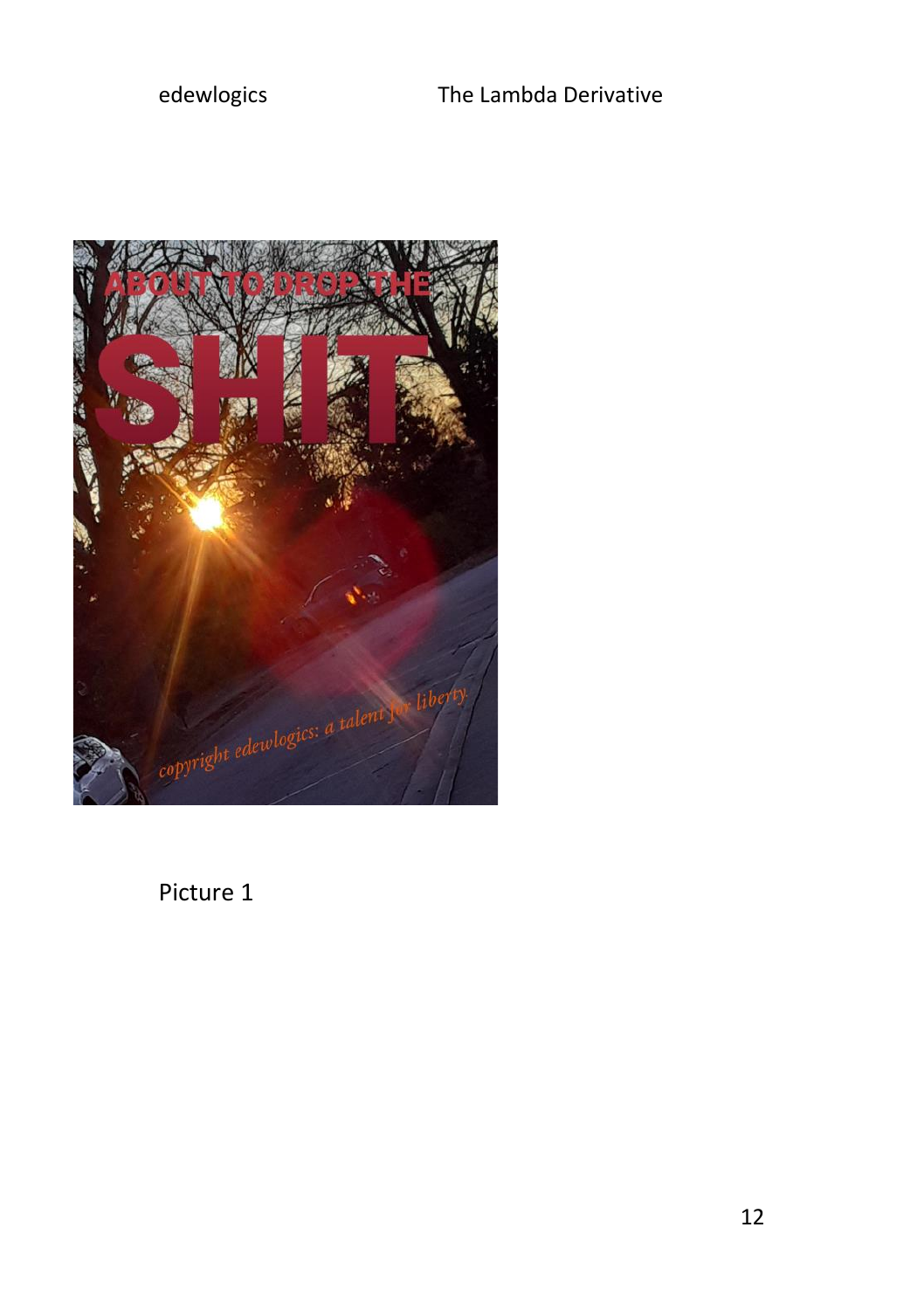Picture 1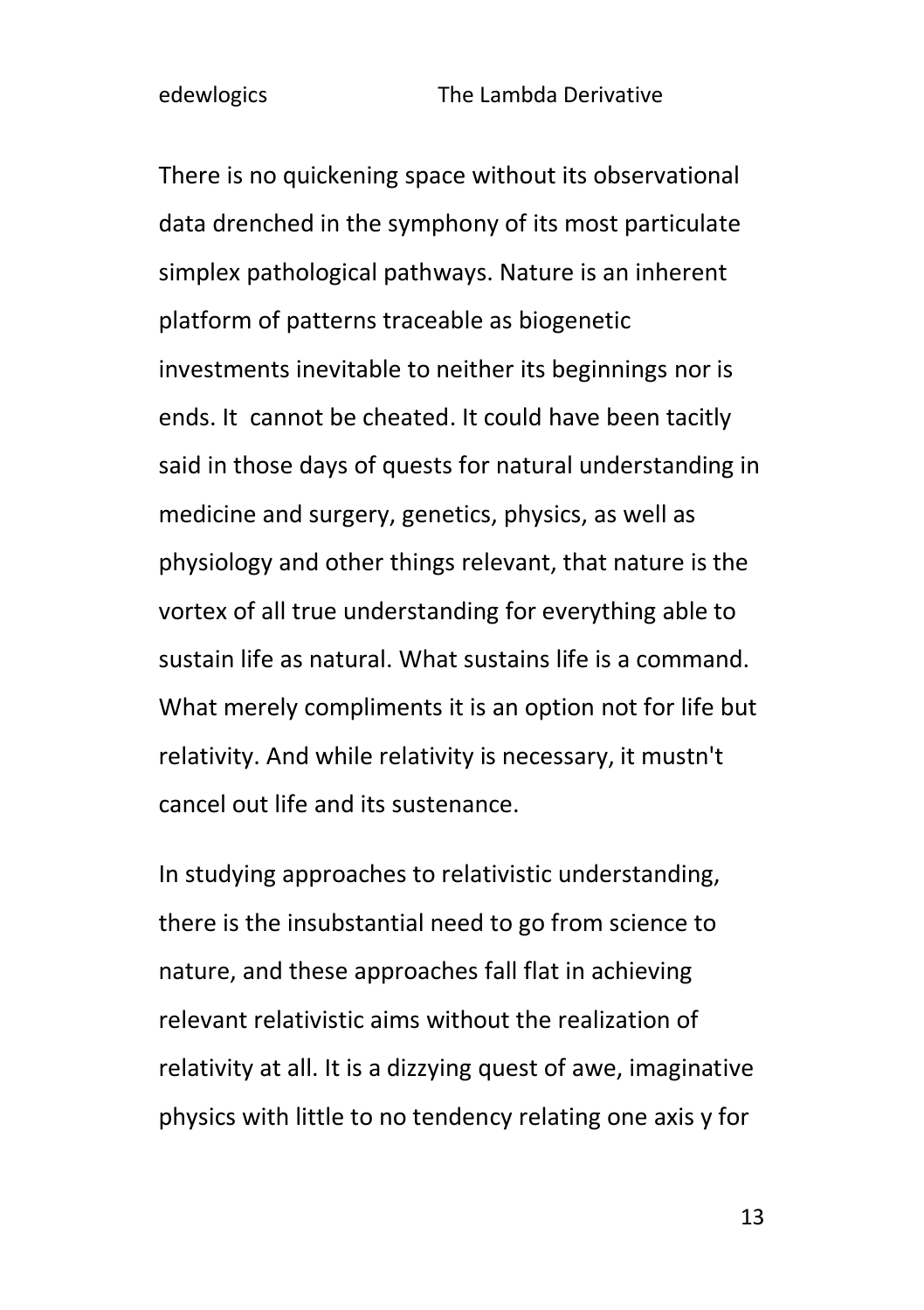There is no quickening space without its observational data drenched in the symphony of its most particulate simplex pathological pathways. Nature is an inherent platform of patterns traceable as biogenetic investments inevitable to neither its beginnings nor is ends. It cannot be cheated. It could have been tacitly said in those days of quests for natural understanding in medicine and surgery, genetics, physics, as well as physiology and other things relevant, that nature is the vortex of all true understanding for everything able to sustain life as natural. What sustains life is a command. What merely compliments it is an option not for life but relativity. And while relativity is necessary, it mustn't cancel out life and its sustenance.

In studying approaches to relativistic understanding, there is the insubstantial need to go from science to nature, and these approaches fall flat in achieving relevant relativistic aims without the realization of relativity at all. It is a dizzying quest of awe, imaginative physics with little to no tendency relating one axis y for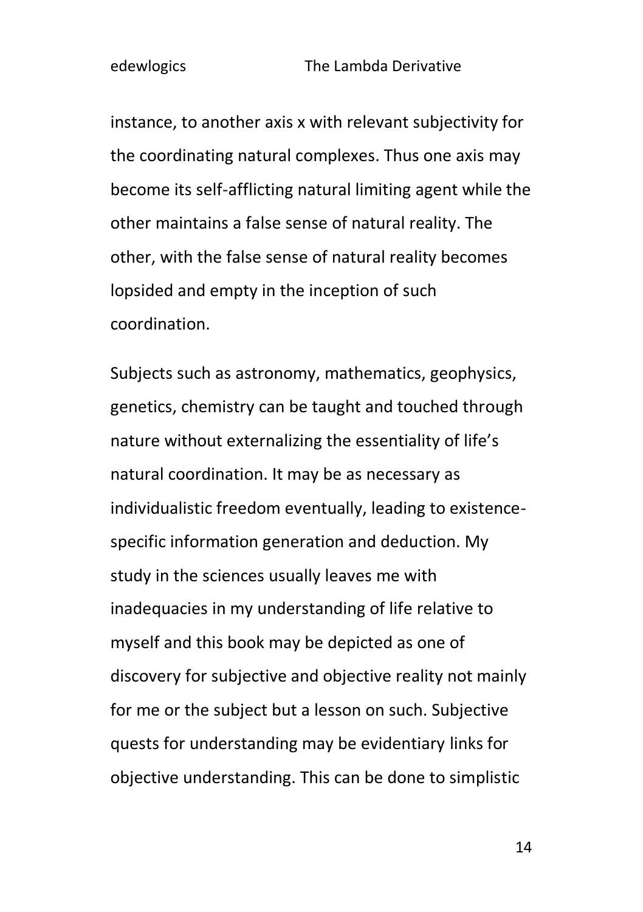instance, to another axis x with relevant subjectivity for the coordinating natural complexes. Thus one axis may become its self-afflicting natural limiting agent while the other maintains a false sense of natural reality. The other, with the false sense of natural reality becomes lopsided and empty in the inception of such coordination.

Subjects such as astronomy, mathematics, geophysics, genetics, chemistry can be taught and touched through nature without externalizing the essentiality of life's natural coordination. It may be as necessary as individualistic freedom eventually, leading to existence-specific information generation and deduction. My study in the sciences usually leaves me with inadequacies in my understanding of life relative to myself and this book may be depicted as one of discovery for subjective and objective reality not mainly for me or the subject but a lesson on such. Subjective quests for understanding may be evidentiary links for objective understanding. This can be done to simplistic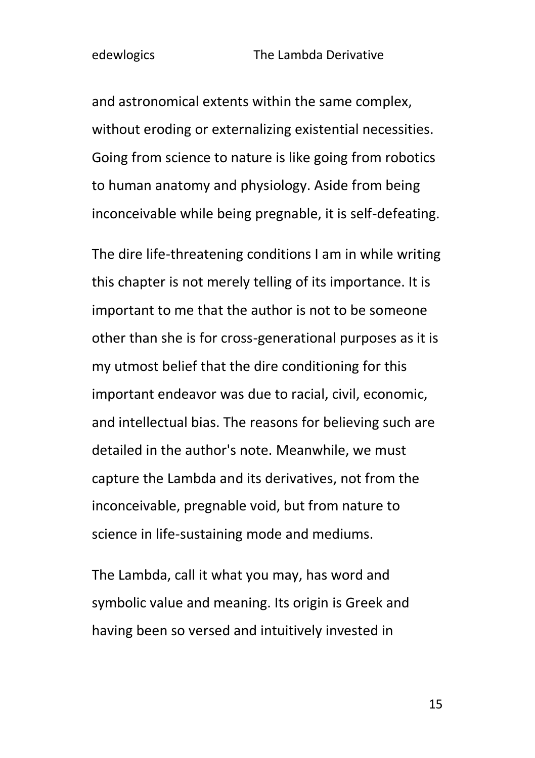and astronomical extents within the same complex, without eroding or externalizing existential necessities. Going from science to nature is like going from robotics to human anatomy and physiology. Aside from being inconceivable while being pregnable, it is self-defeating.

The dire life-threatening conditions I am in while writing this chapter is not merely telling of its importance. It is important to me that the author is not to be someone other than she is for cross-generational purposes as it is my utmost belief that the dire conditioning for this important endeavor was due to racial, civil, economic, and intellectual bias. The reasons for believing such are detailed in the author's note. Meanwhile, we must capture the Lambda and its derivatives, not from the inconceivable, pregnable void, but from nature to science in life-sustaining mode and mediums.

The Lambda, call it what you may, has word and symbolic value and meaning. Its origin is Greek and having been so versed and intuitively invested in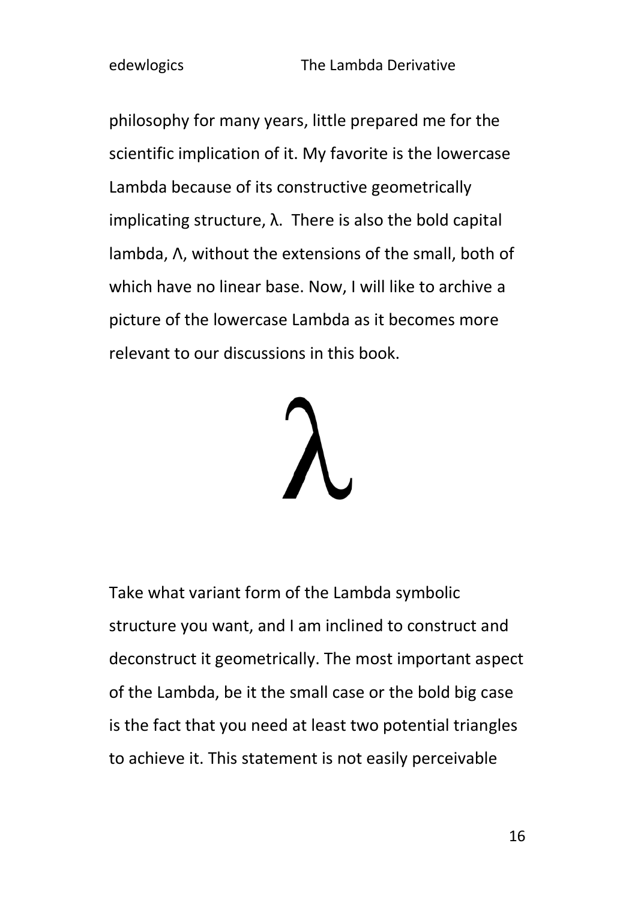philosophy for many years, little prepared me for the scientific implication of it. My favorite is the lowercase Lambda because of its constructive geometrically implicating structure, λ. There is also the bold capital lambda, Λ, without the extensions of the small, both of which have no linear base. Now, I will like to archive a picture of the lowercase Lambda as it becomes more relevant to our discussions in this book.

λ

Take what variant form of the Lambda symbolic structure you want, and I am inclined to construct and deconstruct it geometrically. The most important aspect of the Lambda, be it the small case or the bold big case is the fact that you need at least two potential triangles to achieve it. This statement is not easily perceivable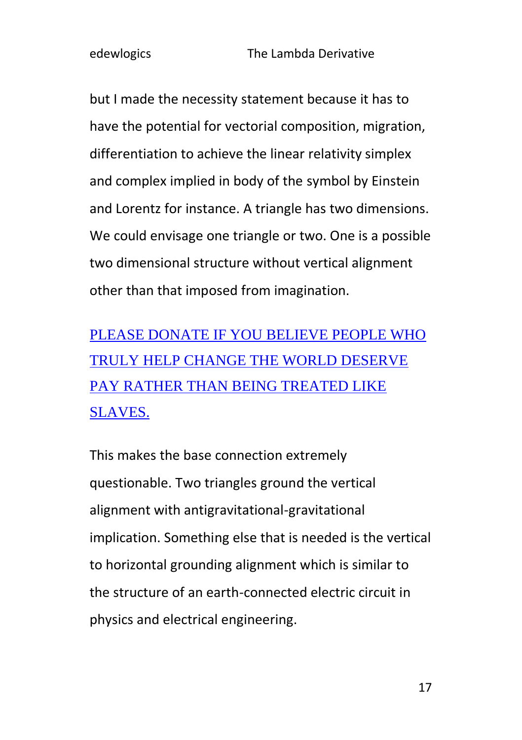but I made the necessity statement because it has to have the potential for vectorial composition, migration, differentiation to achieve the linear relativity simplex and complex implied in body of the symbol by Einstein and Lorentz for instance. A triangle has two dimensions. We could envisage one triangle or two. One is a possible two dimensional structure without vertical alignment other than that imposed from imagination.

PLEASE DONATE IF YOU BELIEVE PEOPLE WHO TRULY HELP CHANGE THE WORLD DESERVE PAY RATHER THAN BEING TREATED LIKE SLAVES.

This makes the base connection extremely questionable. Two triangles ground the vertical alignment with antigravitational-gravitational implication. Something else that is needed is the vertical to horizontal grounding alignment which is similar to the structure of an earth-connected electric circuit in physics and electrical engineering.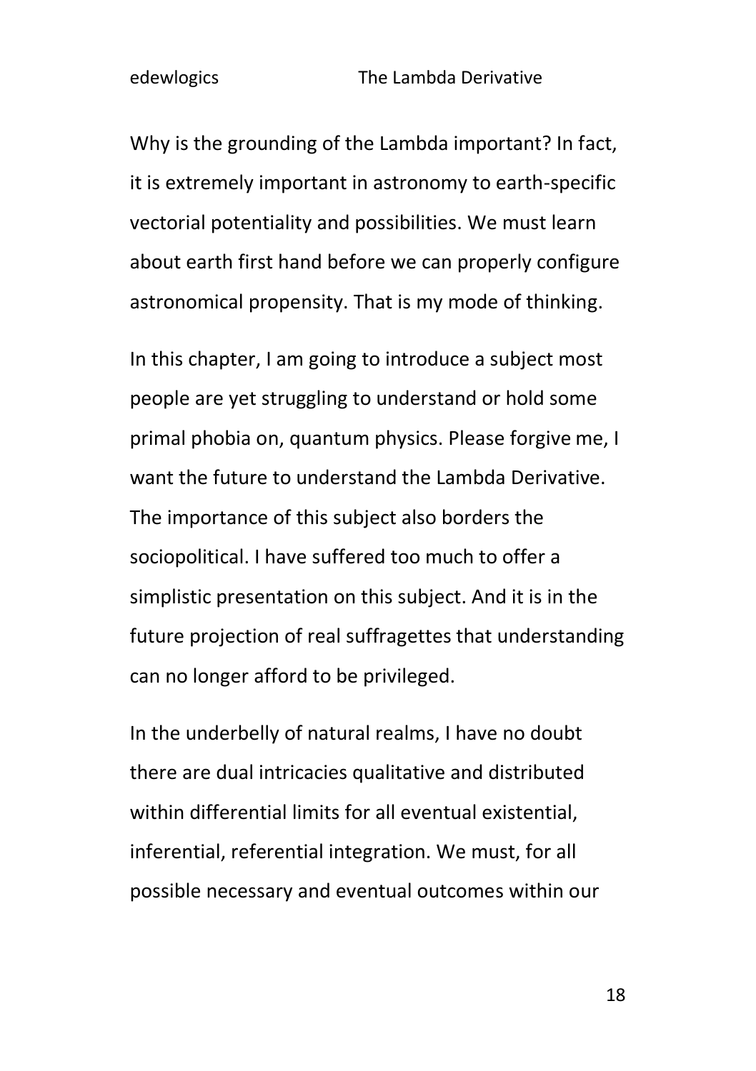Why is the grounding of the Lambda important? In fact, it is extremely important in astronomy to earth-specific vectorial potentiality and possibilities. We must learn about earth first hand before we can properly configure astronomical propensity. That is my mode of thinking.

In this chapter, I am going to introduce a subject most people are yet struggling to understand or hold some primal phobia on, quantum physics. Please forgive me, I want the future to understand the Lambda Derivative. The importance of this subject also borders the sociopolitical. I have suffered too much to offer a simplistic presentation on this subject. And it is in the future projection of real suffragettes that understanding can no longer afford to be privileged.

In the underbelly of natural realms, I have no doubt there are dual intricacies qualitative and distributed within differential limits for all eventual existential, inferential, referential integration. We must, for all possible necessary and eventual outcomes within our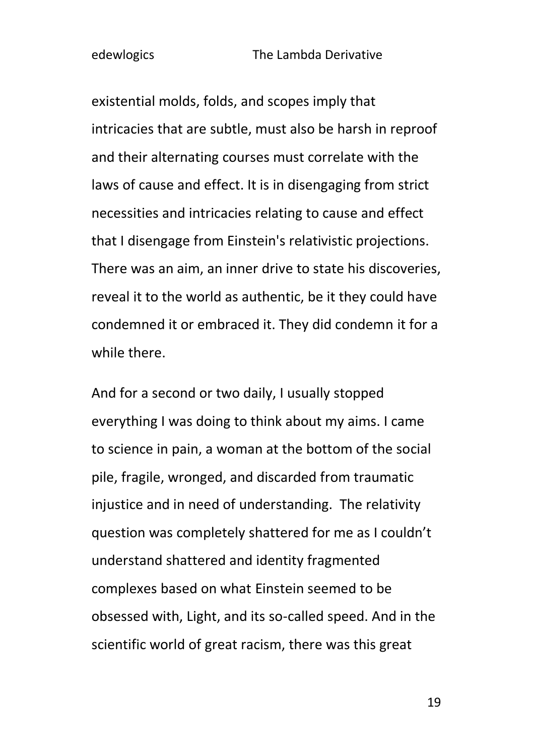existential molds, folds, and scopes imply that intricacies that are subtle, must also be harsh in reproof and their alternating courses must correlate with the laws of cause and effect. It is in disengaging from strict necessities and intricacies relating to cause and effect that I disengage from Einstein's relativistic projections. There was an aim, an inner drive to state his discoveries, reveal it to the world as authentic, be it they could have condemned it or embraced it. They did condemn it for a while there.

And for a second or two daily, I usually stopped everything I was doing to think about my aims. I came to science in pain, a woman at the bottom of the social pile, fragile, wronged, and discarded from traumatic injustice and in need of understanding. The relativity question was completely shattered for me as I couldn't understand shattered and identity fragmented complexes based on what Einstein seemed to be obsessed with, Light, and its so-called speed. And in the scientific world of great racism, there was this great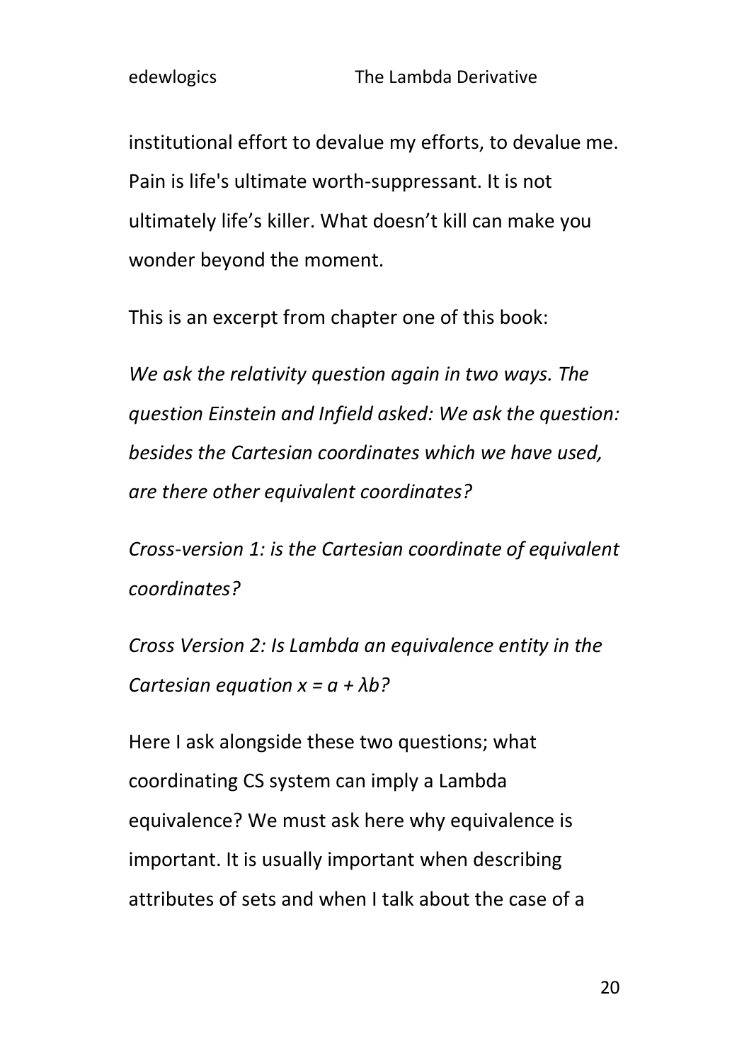institutional effort to devalue my efforts, to devalue me. Pain is life's ultimate worth-suppressant. It is not ultimately life's killer. What doesn't kill can make you wonder beyond the moment.

This is an excerpt from chapter one of this book:

*We ask the relativity question again in two ways. The question Einstein and Infield asked: We ask the question: besides the Cartesian coordinates which we have used, are there other equivalent coordinates?*

*Cross-version 1: is the Cartesian coordinate of equivalent coordinates?*

*Cross Version 2: Is Lambda an equivalence entity in the Cartesian equation* $x = a + \lambda b$*?*

Here I ask alongside these two questions; what coordinating CS system can imply a Lambda equivalence? We must ask here why equivalence is important. It is usually important when describing attributes of sets and when I talk about the case of a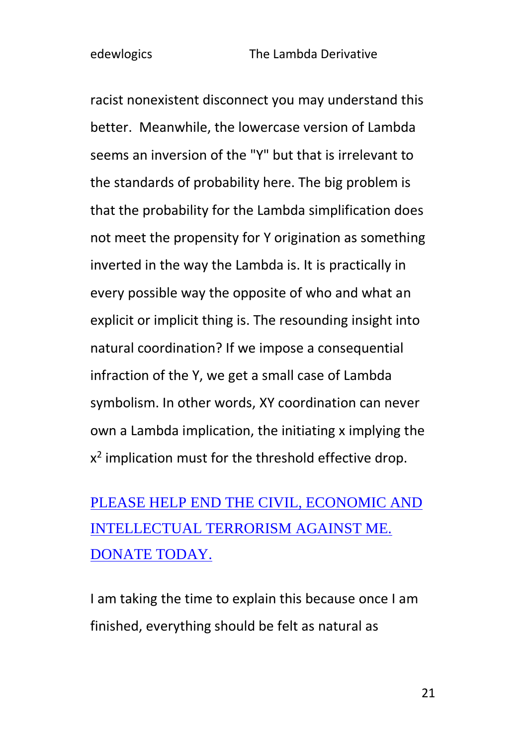racist nonexistent disconnect you may understand this better. Meanwhile, the lowercase version of Lambda seems an inversion of the "Y" but that is irrelevant to the standards of probability here. The big problem is that the probability for the Lambda simplification does not meet the propensity for Y origination as something inverted in the way the Lambda is. It is practically in every possible way the opposite of who and what an explicit or implicit thing is. The resounding insight into natural coordination? If we impose a consequential infraction of the Y, we get a small case of Lambda symbolism. In other words, XY coordination can never own a Lambda implication, the initiating x implying the $x^2$ implication must for the threshold effective drop.

[PLEASE HELP END THE CIVIL, ECONOMIC AND INTELLECTUAL TERRORISM AGAINST ME. DONATE TODAY.]

I am taking the time to explain this because once I am finished, everything should be felt as natural as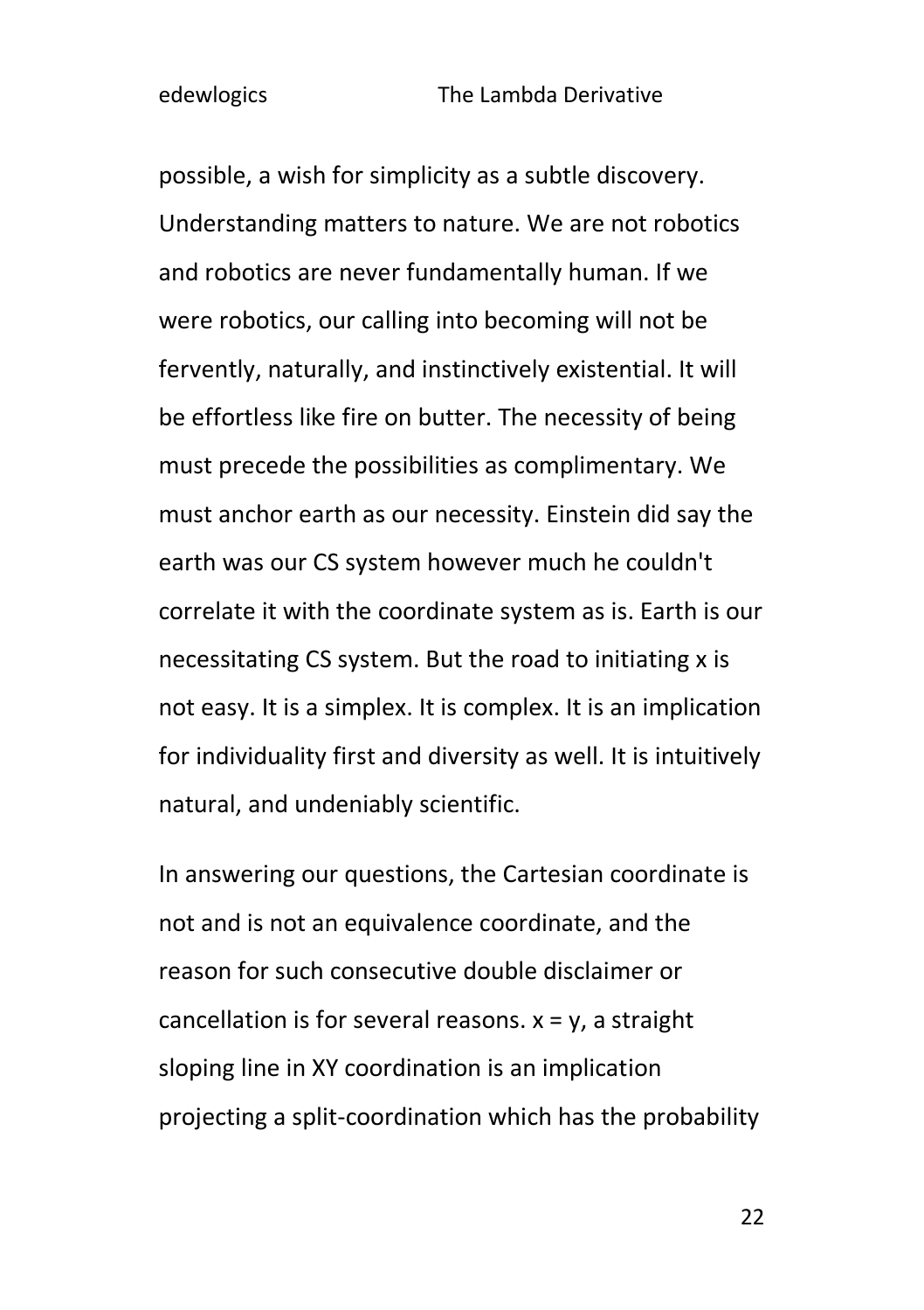possible, a wish for simplicity as a subtle discovery. Understanding matters to nature. We are not robotics and robotics are never fundamentally human. If we were robotics, our calling into becoming will not be fervently, naturally, and instinctively existential. It will be effortless like fire on butter. The necessity of being must precede the possibilities as complimentary. We must anchor earth as our necessity. Einstein did say the earth was our CS system however much he couldn't correlate it with the coordinate system as is. Earth is our necessitating CS system. But the road to initiating x is not easy. It is a simplex. It is complex. It is an implication for individuality first and diversity as well. It is intuitively natural, and undeniably scientific.

In answering our questions, the Cartesian coordinate is not and is not an equivalence coordinate, and the reason for such consecutive double disclaimer or cancellation is for several reasons. $x = y$, a straight sloping line in XY coordination is an implication projecting a split-coordination which has the probability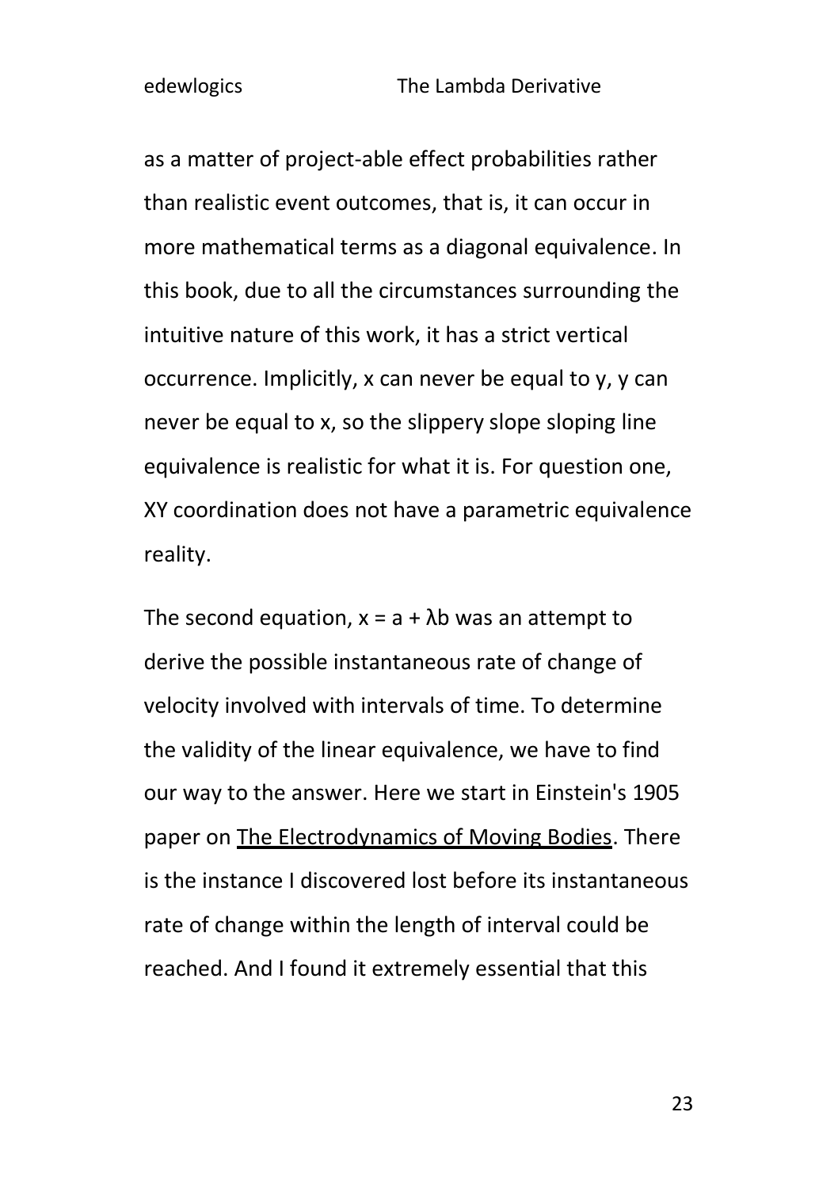as a matter of project-able effect probabilities rather than realistic event outcomes, that is, it can occur in more mathematical terms as a diagonal equivalence. In this book, due to all the circumstances surrounding the intuitive nature of this work, it has a strict vertical occurrence. Implicitly, $x$ can never be equal to $y$, $y$ can never be equal to $x$, so the slippery slope sloping line equivalence is realistic for what it is. For question one, XY coordination does not have a parametric equivalence reality.

The second equation, $x = a + \lambda b$ was an attempt to derive the possible instantaneous rate of change of velocity involved with intervals of time. To determine the validity of the linear equivalence, we have to find our way to the answer. Here we start in Einstein's 1905 paper on The Electrodynamics of Moving Bodies. There is the instance I discovered lost before its instantaneous rate of change within the length of interval could be reached. And I found it extremely essential that this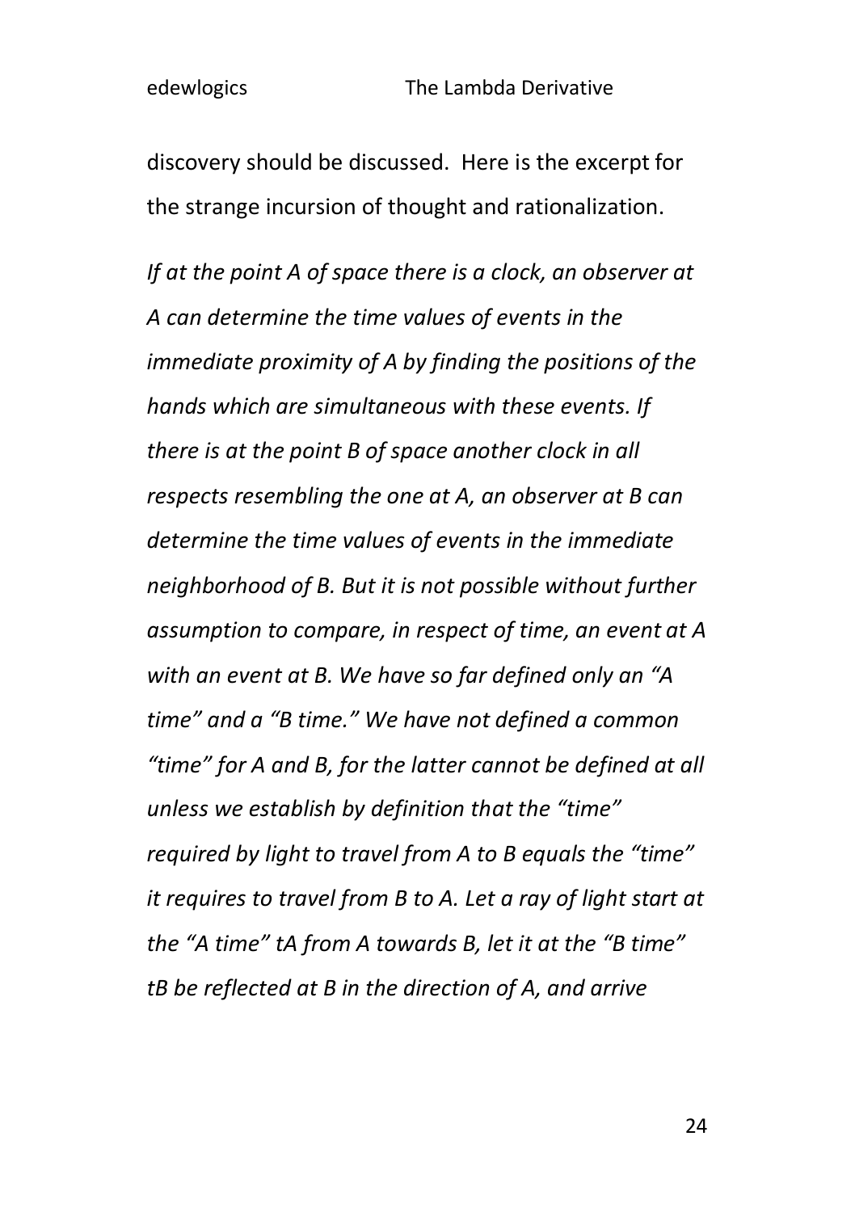discovery should be discussed. Here is the excerpt for the strange incursion of thought and rationalization.

*If at the point A of space there is a clock, an observer at A can determine the time values of events in the immediate proximity of A by finding the positions of the hands which are simultaneous with these events. If there is at the point B of space another clock in all respects resembling the one at A, an observer at B can determine the time values of events in the immediate neighborhood of B. But it is not possible without further assumption to compare, in respect of time, an event at A with an event at B. We have so far defined only an "A time" and a "B time." We have not defined a common "time" for A and B, for the latter cannot be defined at all unless we establish by definition that the "time" required by light to travel from A to B equals the "time" it requires to travel from B to A. Let a ray of light start at the "A time" tA from A towards B, let it at the "B time" tB be reflected at B in the direction of A, and arrive*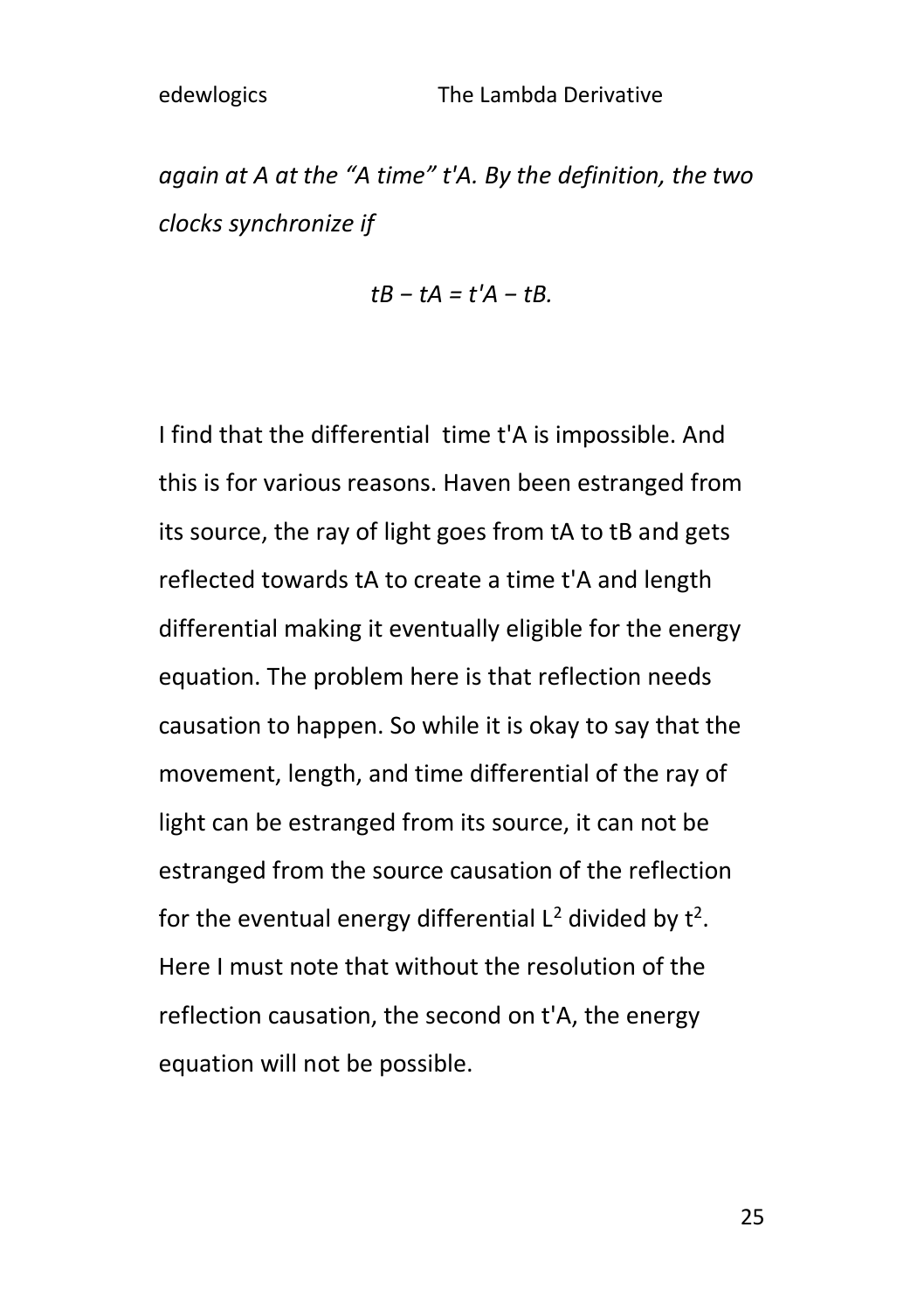*again at A at the "A time" $t'A$. By the definition, the two clocks synchronize if*

$$tB - tA = t'A - tB.$$

I find that the differential time $t'A$ is impossible. And this is for various reasons. Haven been estranged from its source, the ray of light goes from $tA$ to $tB$ and gets reflected towards $tA$ to create a time $t'A$ and length differential making it eventually eligible for the energy equation. The problem here is that reflection needs causation to happen. So while it is okay to say that the movement, length, and time differential of the ray of light can be estranged from its source, it can not be estranged from the source causation of the reflection for the eventual energy differential $L^2$ divided by $t^2$. Here I must note that without the resolution of the reflection causation, the second on $t'A$, the energy equation will not be possible.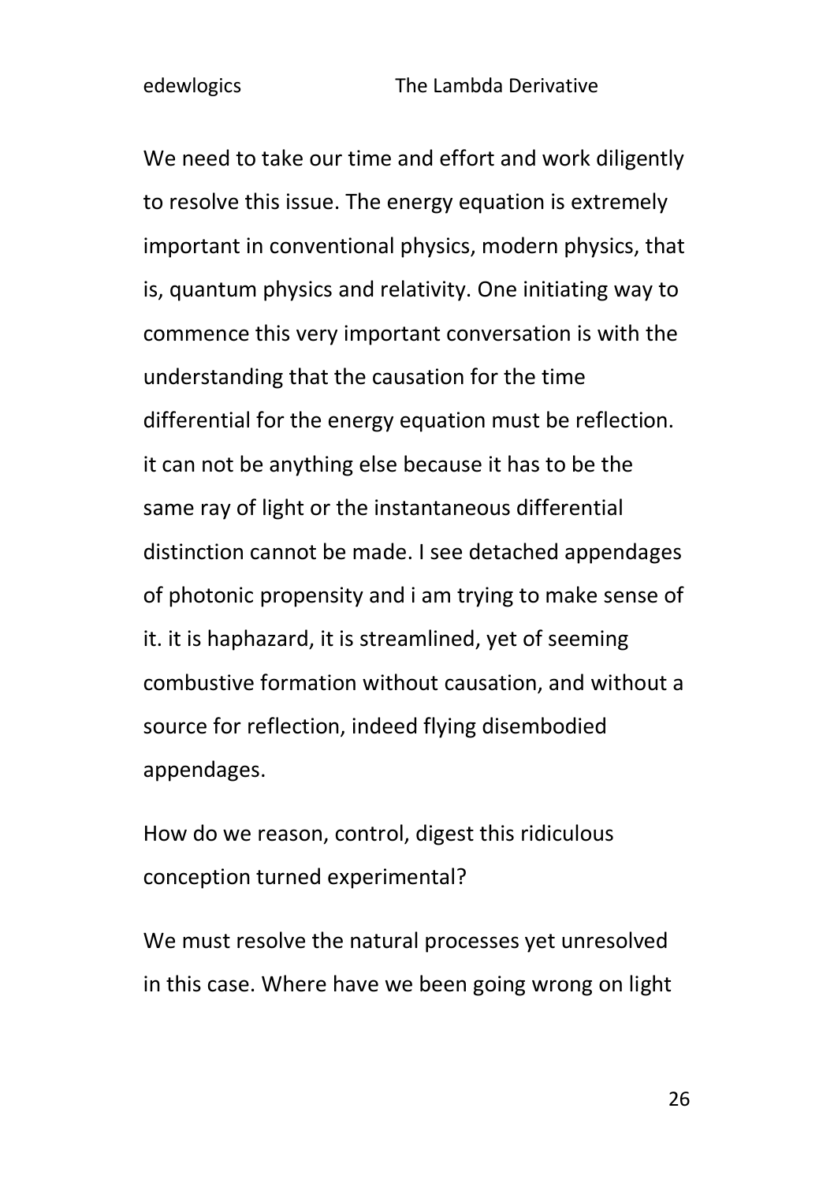We need to take our time and effort and work diligently to resolve this issue. The energy equation is extremely important in conventional physics, modern physics, that is, quantum physics and relativity. One initiating way to commence this very important conversation is with the understanding that the causation for the time differential for the energy equation must be reflection. it can not be anything else because it has to be the same ray of light or the instantaneous differential distinction cannot be made. I see detached appendages of photonic propensity and i am trying to make sense of it. it is haphazard, it is streamlined, yet of seeming combustive formation without causation, and without a source for reflection, indeed flying disembodied appendages.

How do we reason, control, digest this ridiculous conception turned experimental?

We must resolve the natural processes yet unresolved in this case. Where have we been going wrong on light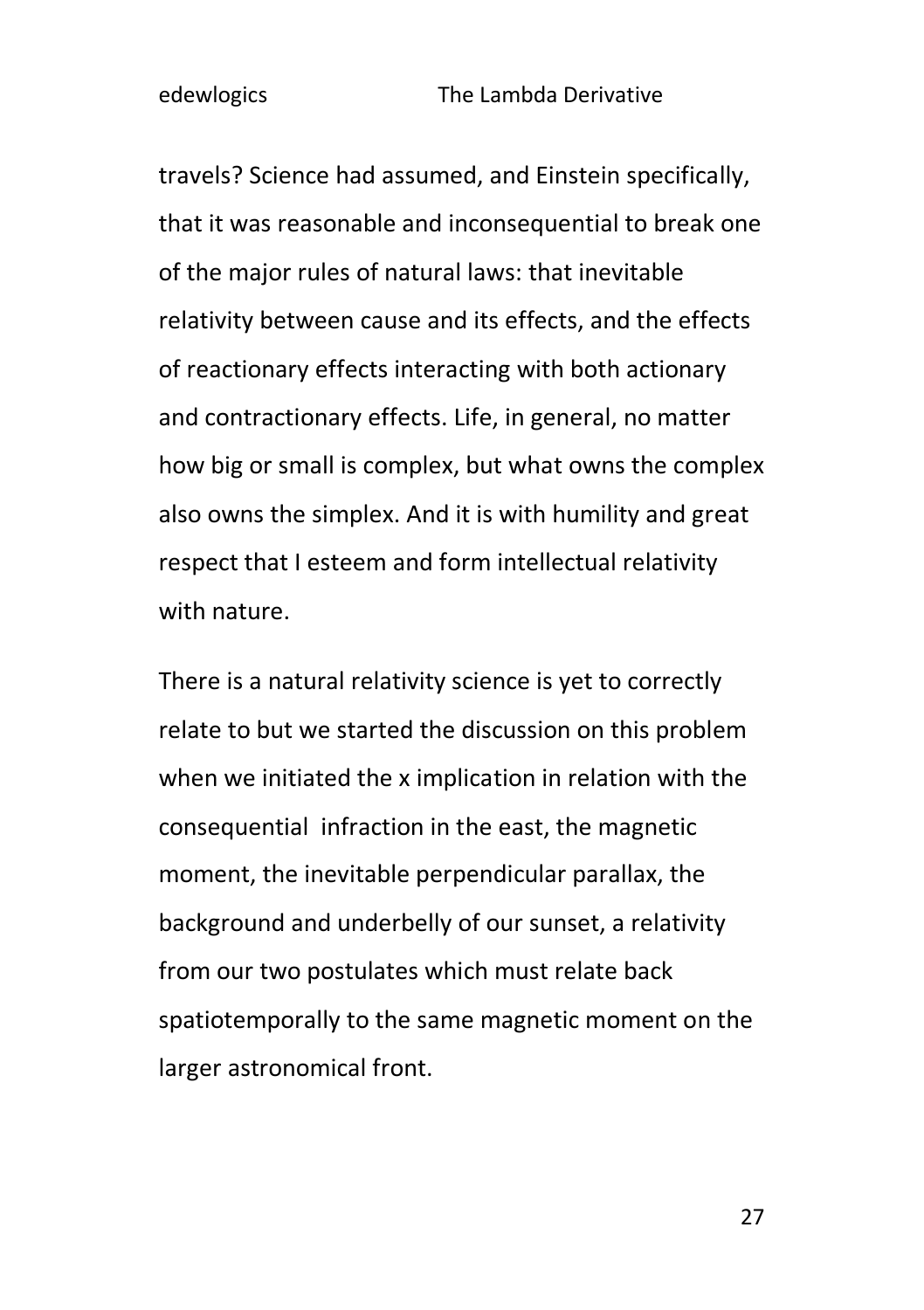travels? Science had assumed, and Einstein specifically, that it was reasonable and inconsequential to break one of the major rules of natural laws: that inevitable relativity between cause and its effects, and the effects of reactionary effects interacting with both actionary and contractionary effects. Life, in general, no matter how big or small is complex, but what owns the complex also owns the simplex. And it is with humility and great respect that I esteem and form intellectual relativity with nature.

There is a natural relativity science is yet to correctly relate to but we started the discussion on this problem when we initiated the x implication in relation with the consequential infraction in the east, the magnetic moment, the inevitable perpendicular parallax, the background and underbelly of our sunset, a relativity from our two postulates which must relate back spatiotemporally to the same magnetic moment on the larger astronomical front.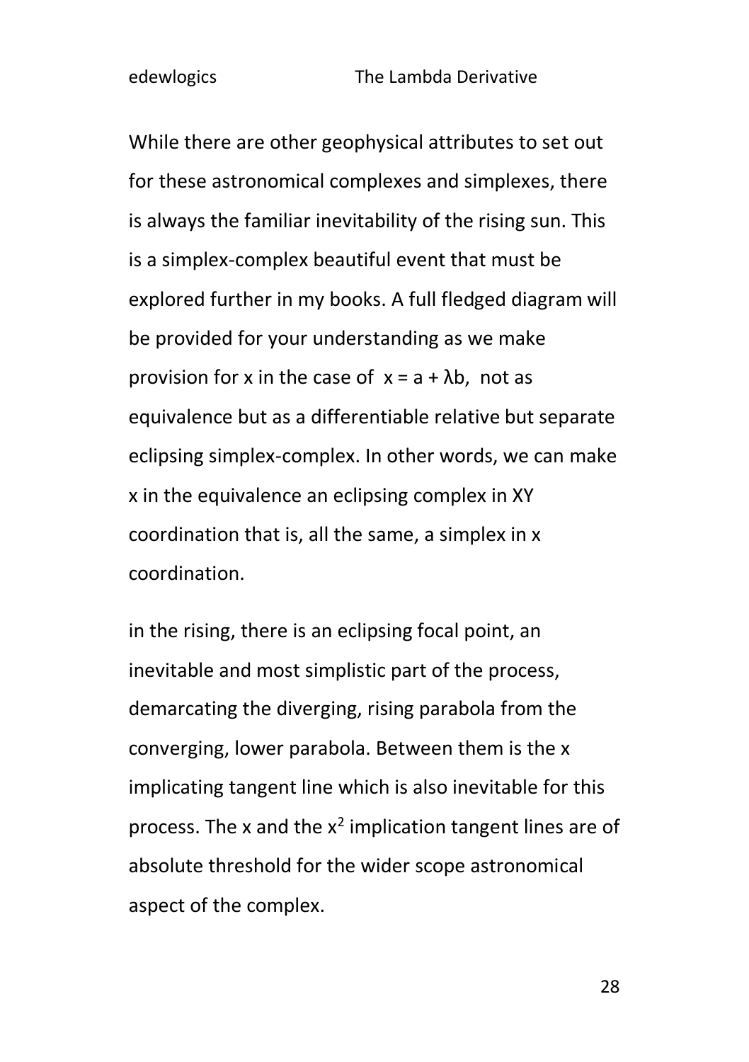While there are other geophysical attributes to set out for these astronomical complexes and simplexes, there is always the familiar inevitability of the rising sun. This is a simplex-complex beautiful event that must be explored further in my books. A full fledged diagram will be provided for your understanding as we make provision for x in the case of $x = a + \lambda b$, not as equivalence but as a differentiable relative but separate eclipsing simplex-complex. In other words, we can make x in the equivalence an eclipsing complex in XY coordination that is, all the same, a simplex in x coordination.

in the rising, there is an eclipsing focal point, an inevitable and most simplistic part of the process, demarcating the diverging, rising parabola from the converging, lower parabola. Between them is the x implicating tangent line which is also inevitable for this process. The x and the $x^2$ implication tangent lines are of absolute threshold for the wider scope astronomical aspect of the complex.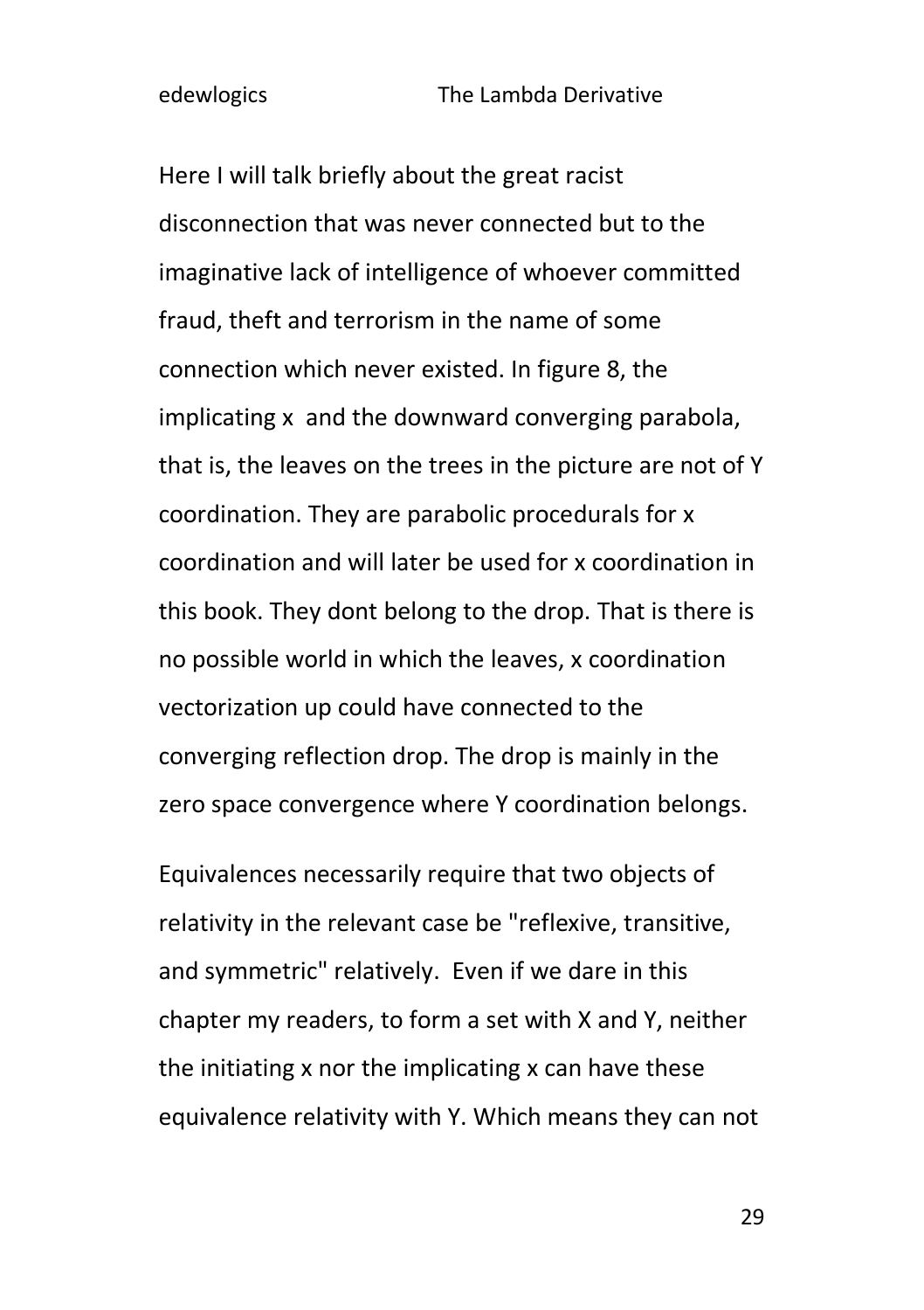Here I will talk briefly about the great racist disconnection that was never connected but to the imaginative lack of intelligence of whoever committed fraud, theft and terrorism in the name of some connection which never existed. In figure 8, the implicating x and the downward converging parabola, that is, the leaves on the trees in the picture are not of Y coordination. They are parabolic procedurals for x coordination and will later be used for x coordination in this book. They dont belong to the drop. That is there is no possible world in which the leaves, x coordination vectorization up could have connected to the converging reflection drop. The drop is mainly in the zero space convergence where Y coordination belongs.

Equivalences necessarily require that two objects of relativity in the relevant case be "reflexive, transitive, and symmetric" relatively. Even if we dare in this chapter my readers, to form a set with X and Y, neither the initiating x nor the implicating x can have these equivalence relativity with Y. Which means they can not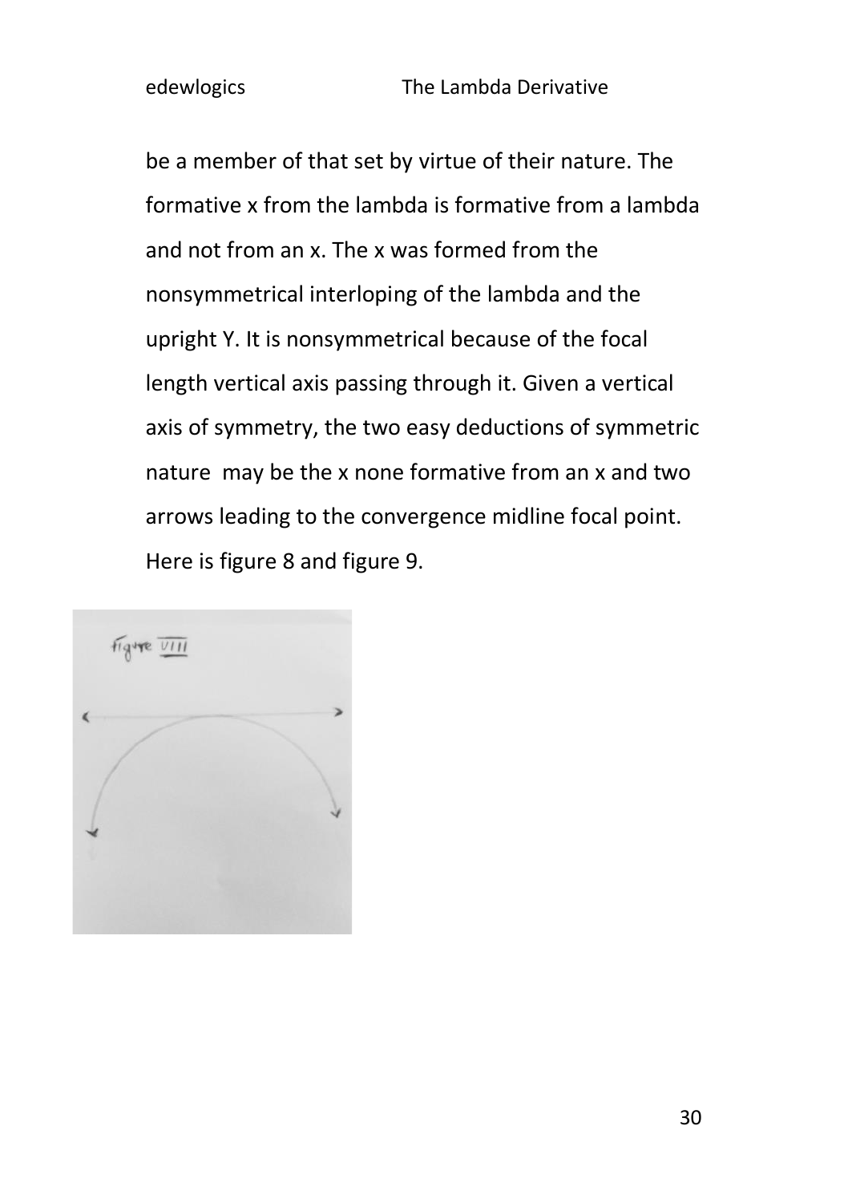be a member of that set by virtue of their nature. The formative x from the lambda is formative from a lambda and not from an x. The x was formed from the nonsymmetrical interloping of the lambda and the upright Y. It is nonsymmetrical because of the focal length vertical axis passing through it. Given a vertical axis of symmetry, the two easy deductions of symmetric nature  may be the x none formative from an x and two arrows leading to the convergence midline focal point. Here is figure 8 and figure 9.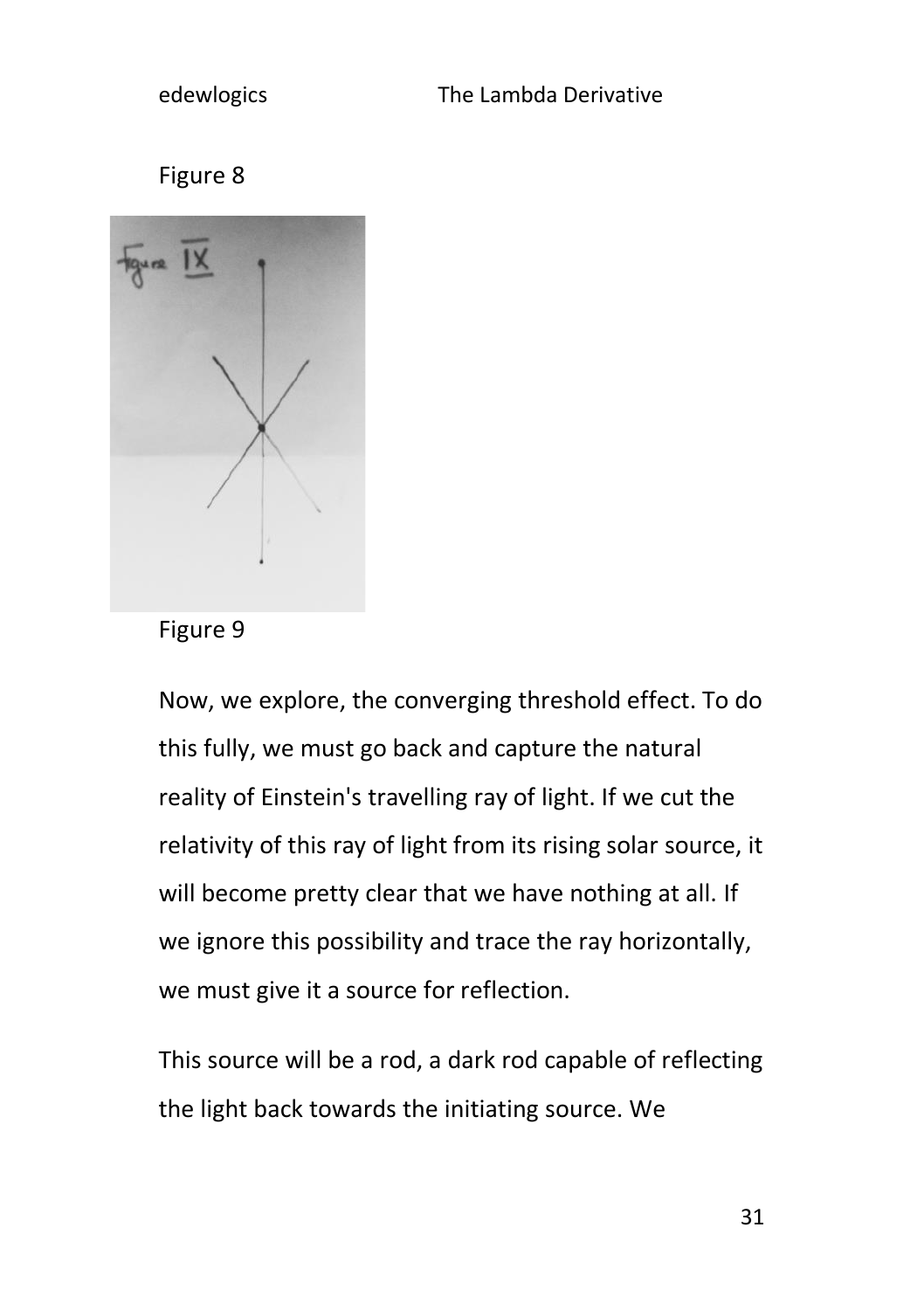Figure 8

Figure 9

Now, we explore, the converging threshold effect. To do this fully, we must go back and capture the natural reality of Einstein's travelling ray of light. If we cut the relativity of this ray of light from its rising solar source, it will become pretty clear that we have nothing at all. If we ignore this possibility and trace the ray horizontally, we must give it a source for reflection.

This source will be a rod, a dark rod capable of reflecting the light back towards the initiating source. We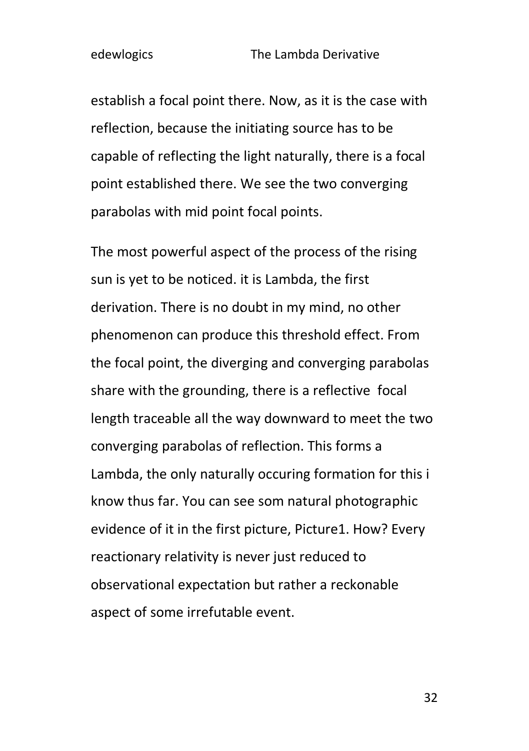establish a focal point there. Now, as it is the case with reflection, because the initiating source has to be capable of reflecting the light naturally, there is a focal point established there. We see the two converging parabolas with mid point focal points.

The most powerful aspect of the process of the rising sun is yet to be noticed. it is Lambda, the first derivation. There is no doubt in my mind, no other phenomenon can produce this threshold effect. From the focal point, the diverging and converging parabolas share with the grounding, there is a reflective focal length traceable all the way downward to meet the two converging parabolas of reflection. This forms a Lambda, the only naturally occuring formation for this i know thus far. You can see som natural photographic evidence of it in the first picture, Picture1. How? Every reactionary relativity is never just reduced to observational expectation but rather a reckonable aspect of some irrefutable event.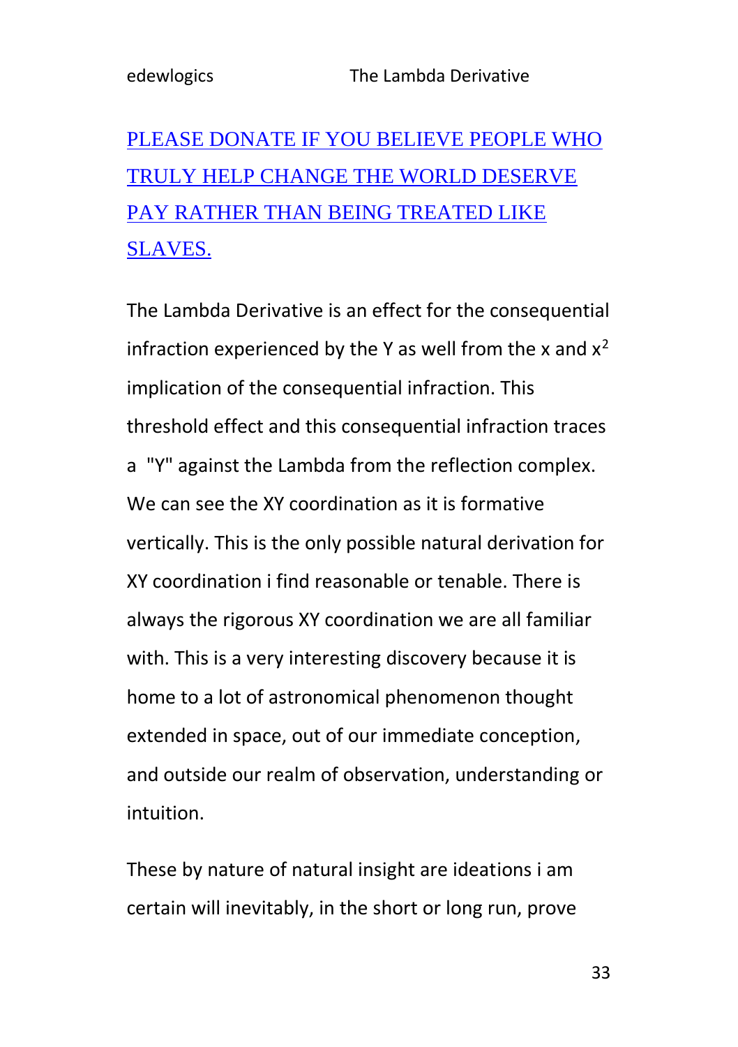[PLEASE DONATE IF YOU BELIEVE PEOPLE WHO TRULY HELP CHANGE THE WORLD DESERVE PAY RATHER THAN BEING TREATED LIKE SLAVES.]

The Lambda Derivative is an effect for the consequential infraction experienced by the Y as well from the x and $x^2$ implication of the consequential infraction. This threshold effect and this consequential infraction traces a "Y" against the Lambda from the reflection complex. We can see the XY coordination as it is formative vertically. This is the only possible natural derivation for XY coordination i find reasonable or tenable. There is always the rigorous XY coordination we are all familiar with. This is a very interesting discovery because it is home to a lot of astronomical phenomenon thought extended in space, out of our immediate conception, and outside our realm of observation, understanding or intuition.

These by nature of natural insight are ideations i am certain will inevitably, in the short or long run, prove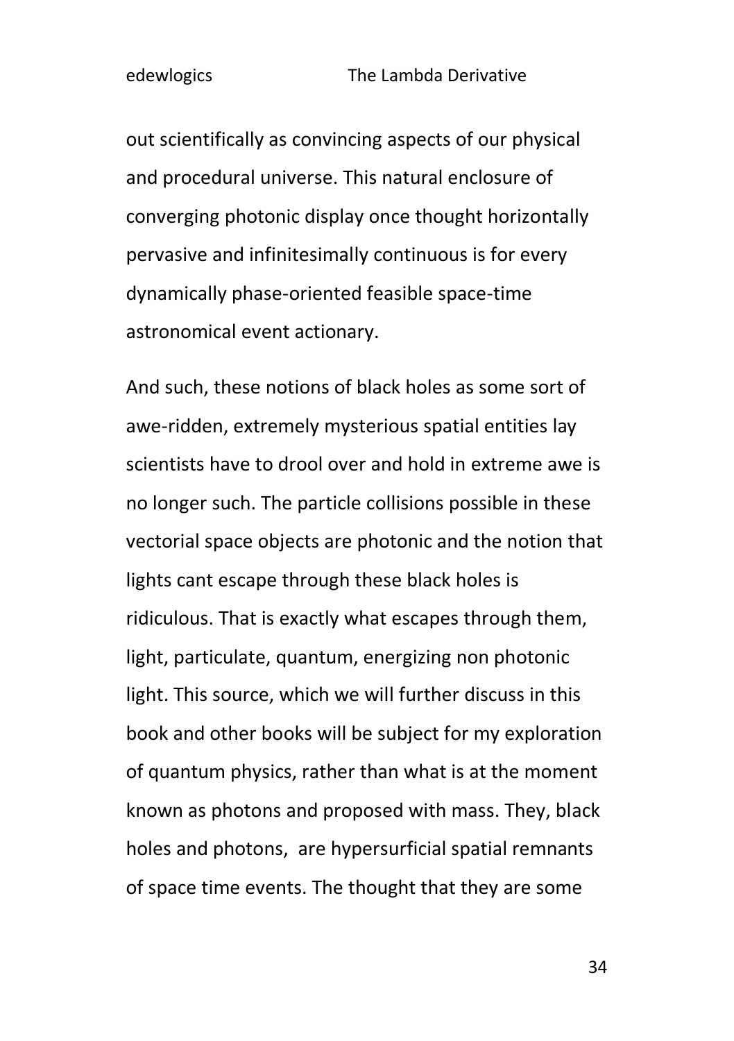out scientifically as convincing aspects of our physical and procedural universe. This natural enclosure of converging photonic display once thought horizontally pervasive and infinitesimally continuous is for every dynamically phase-oriented feasible space-time astronomical event actionary.

And such, these notions of black holes as some sort of awe-ridden, extremely mysterious spatial entities lay scientists have to drool over and hold in extreme awe is no longer such. The particle collisions possible in these vectorial space objects are photonic and the notion that lights cant escape through these black holes is ridiculous. That is exactly what escapes through them, light, particulate, quantum, energizing non photonic light. This source, which we will further discuss in this book and other books will be subject for my exploration of quantum physics, rather than what is at the moment known as photons and proposed with mass. They, black holes and photons, are hypersurficial spatial remnants of space time events. The thought that they are some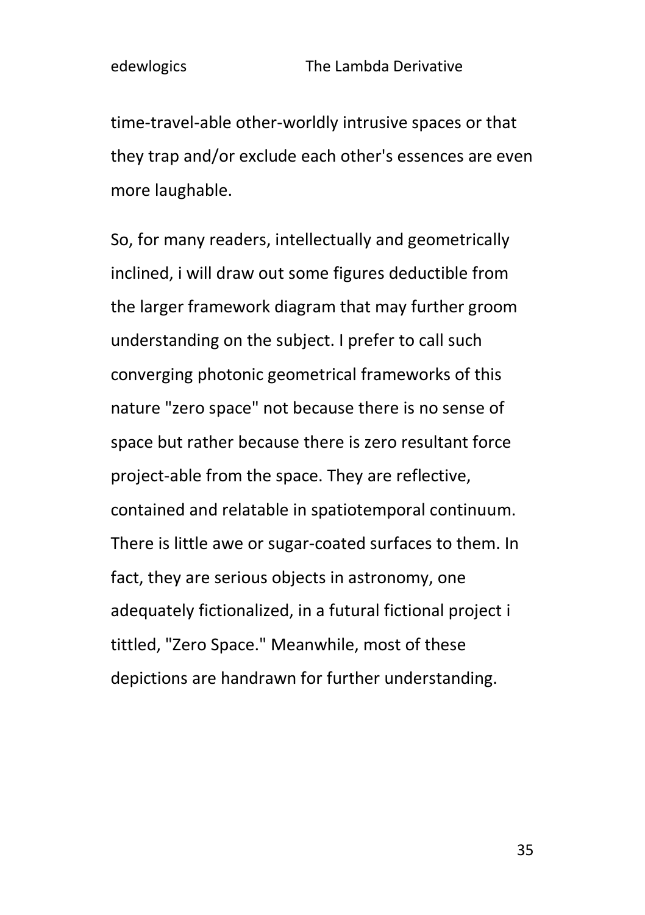time-travel-able other-worldly intrusive spaces or that they trap and/or exclude each other's essences are even more laughable.

So, for many readers, intellectually and geometrically inclined, i will draw out some figures deductible from the larger framework diagram that may further groom understanding on the subject. I prefer to call such converging photonic geometrical frameworks of this nature "zero space" not because there is no sense of space but rather because there is zero resultant force project-able from the space. They are reflective, contained and relatable in spatiotemporal continuum. There is little awe or sugar-coated surfaces to them. In fact, they are serious objects in astronomy, one adequately fictionalized, in a futural fictional project i tittled, "Zero Space." Meanwhile, most of these depictions are handrawn for further understanding.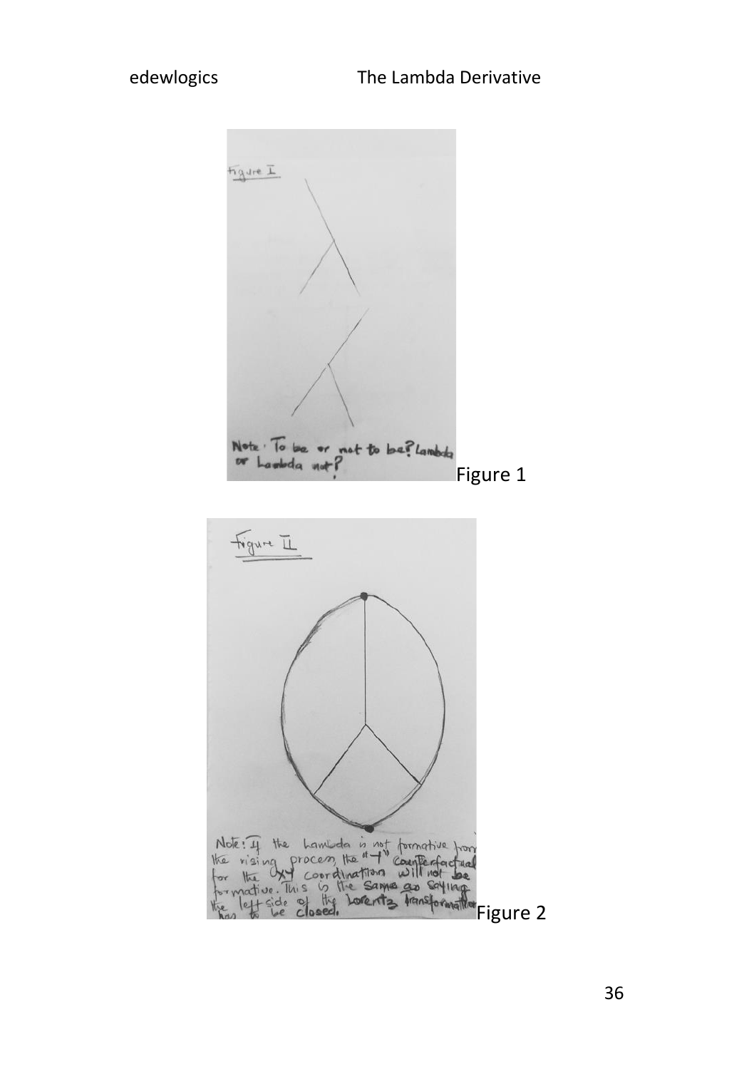Figure I

Note: To be or not to be? Lambda or Lambda not?

Figure 1

Figure II

Note: If the lambda is not formative from the rising process, the "-1" counterfactual for the XY coordination will not be formative. This is the same as saying the left side of the Lorentz transformation has to be closed.

Figure 2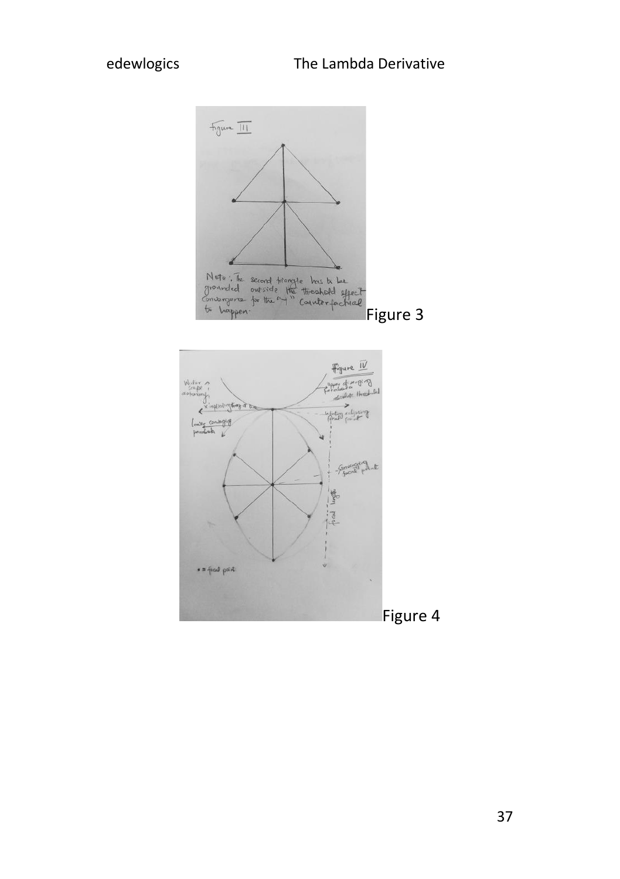Figure 3

Figure 4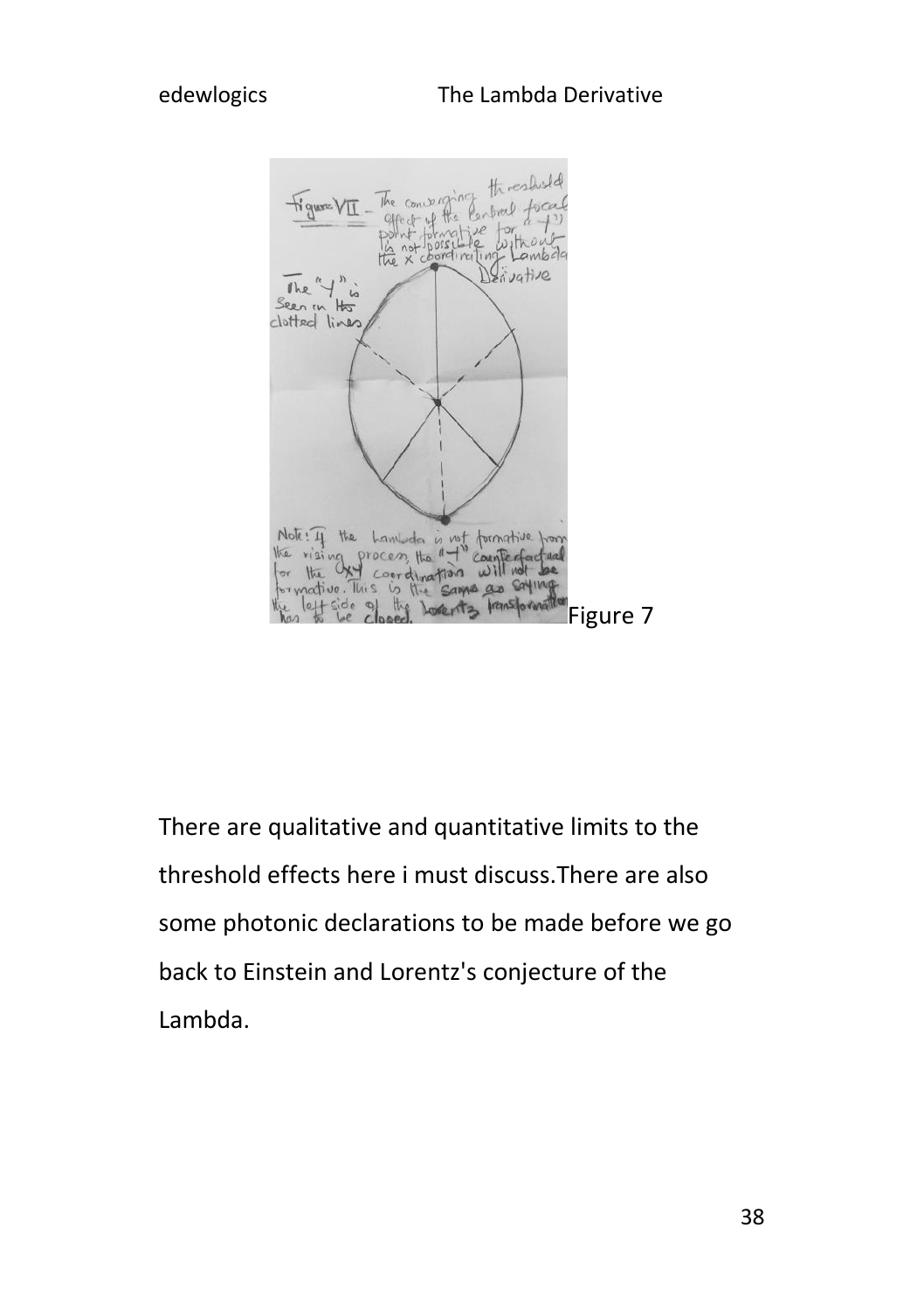Figure VII - The converging threshold effect of the central focal point formative for "Y" is not possible without the x coordinating Lambda Derivative

The "Y" is seen in the dotted lines

Note: If the Lambda is not formative from the rising process, the "Y" counterfactual for the Oxy coordination will not be formative. This is the same as saying the left side of the Lorentz transformation has to be closed.

Figure 7

There are qualitative and quantitative limits to the threshold effects here i must discuss.There are also some photonic declarations to be made before we go back to Einstein and Lorentz's conjecture of the Lambda.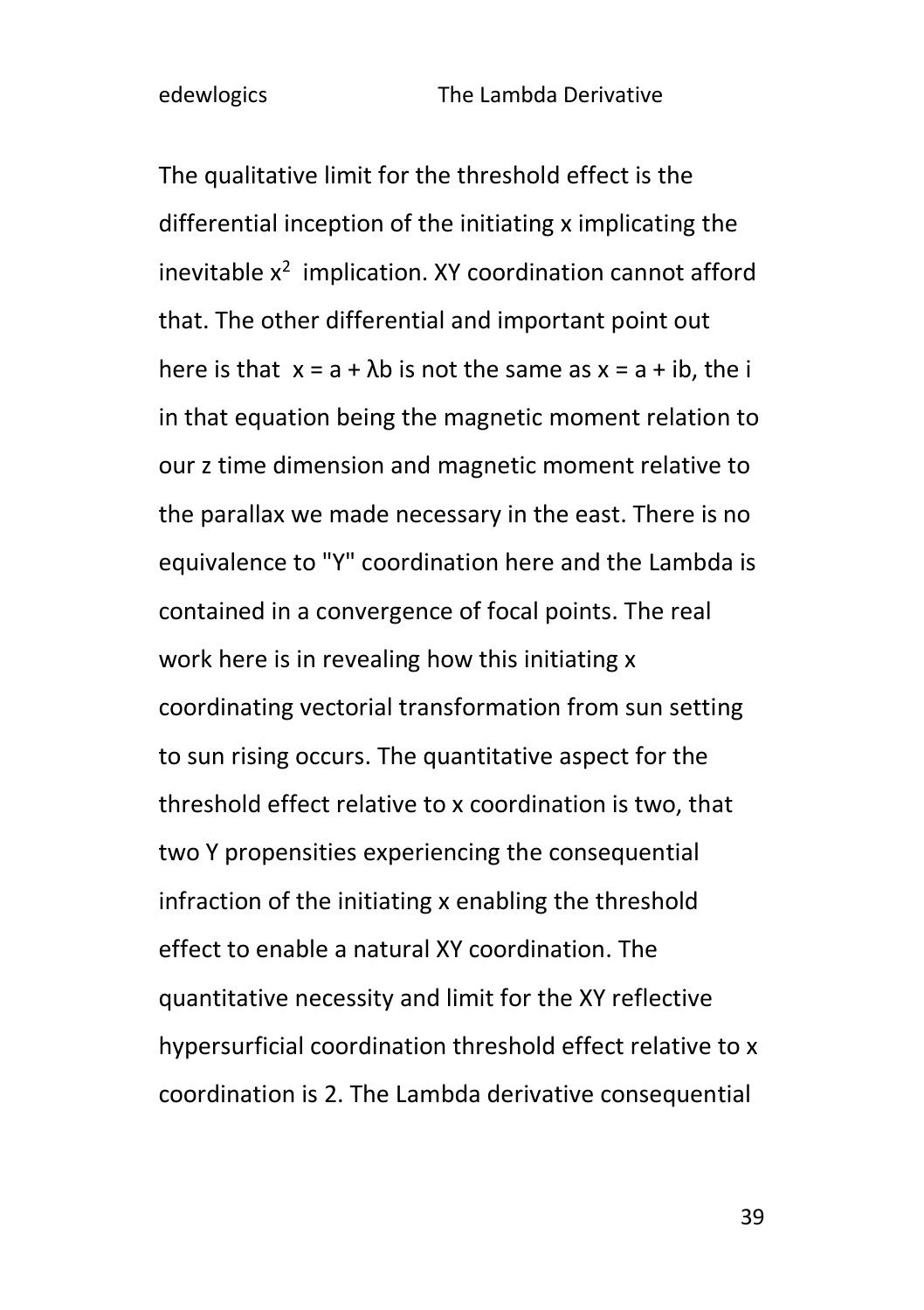The qualitative limit for the threshold effect is the differential inception of the initiating x implicating the inevitable $x^2$ implication. XY coordination cannot afford that. The other differential and important point out here is that $x = a + \lambda b$ is not the same as $x = a + ib$, the i in that equation being the magnetic moment relation to our z time dimension and magnetic moment relative to the parallax we made necessary in the east. There is no equivalence to "Y" coordination here and the Lambda is contained in a convergence of focal points. The real work here is in revealing how this initiating x coordinating vectorial transformation from sun setting to sun rising occurs. The quantitative aspect for the threshold effect relative to x coordination is two, that two Y propensities experiencing the consequential infraction of the initiating x enabling the threshold effect to enable a natural XY coordination. The quantitative necessity and limit for the XY reflective hypersurficial coordination threshold effect relative to x coordination is 2. The Lambda derivative consequential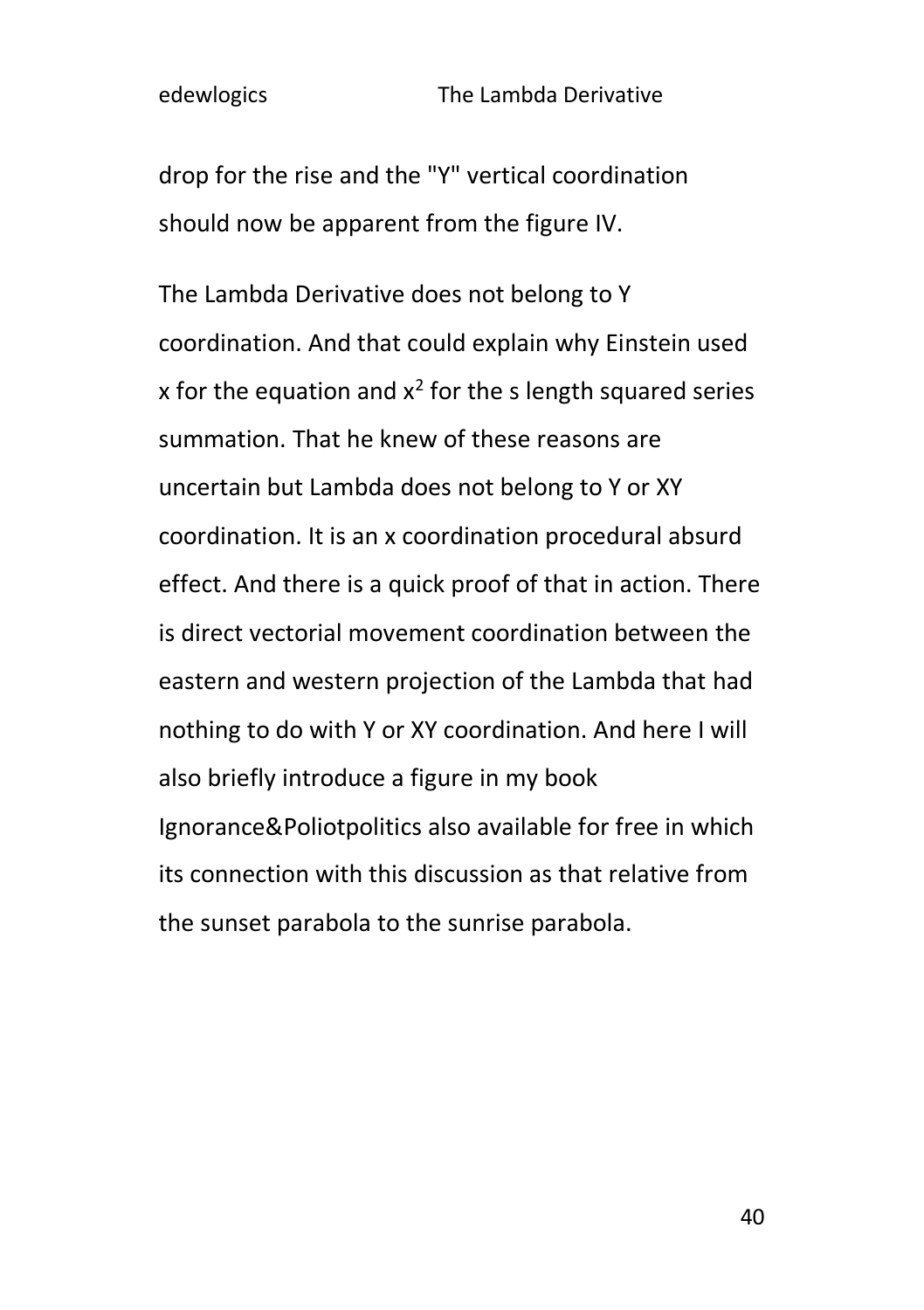drop for the rise and the "Y" vertical coordination should now be apparent from the figure IV.

The Lambda Derivative does not belong to Y coordination. And that could explain why Einstein used x for the equation and $x^2$ for the s length squared series summation. That he knew of these reasons are uncertain but Lambda does not belong to Y or XY coordination. It is an x coordination procedural absurd effect. And there is a quick proof of that in action. There is direct vectorial movement coordination between the eastern and western projection of the Lambda that had nothing to do with Y or XY coordination. And here I will also briefly introduce a figure in my book Ignorance&Poliotpolitics also available for free in which its connection with this discussion as that relative from the sunset parabola to the sunrise parabola.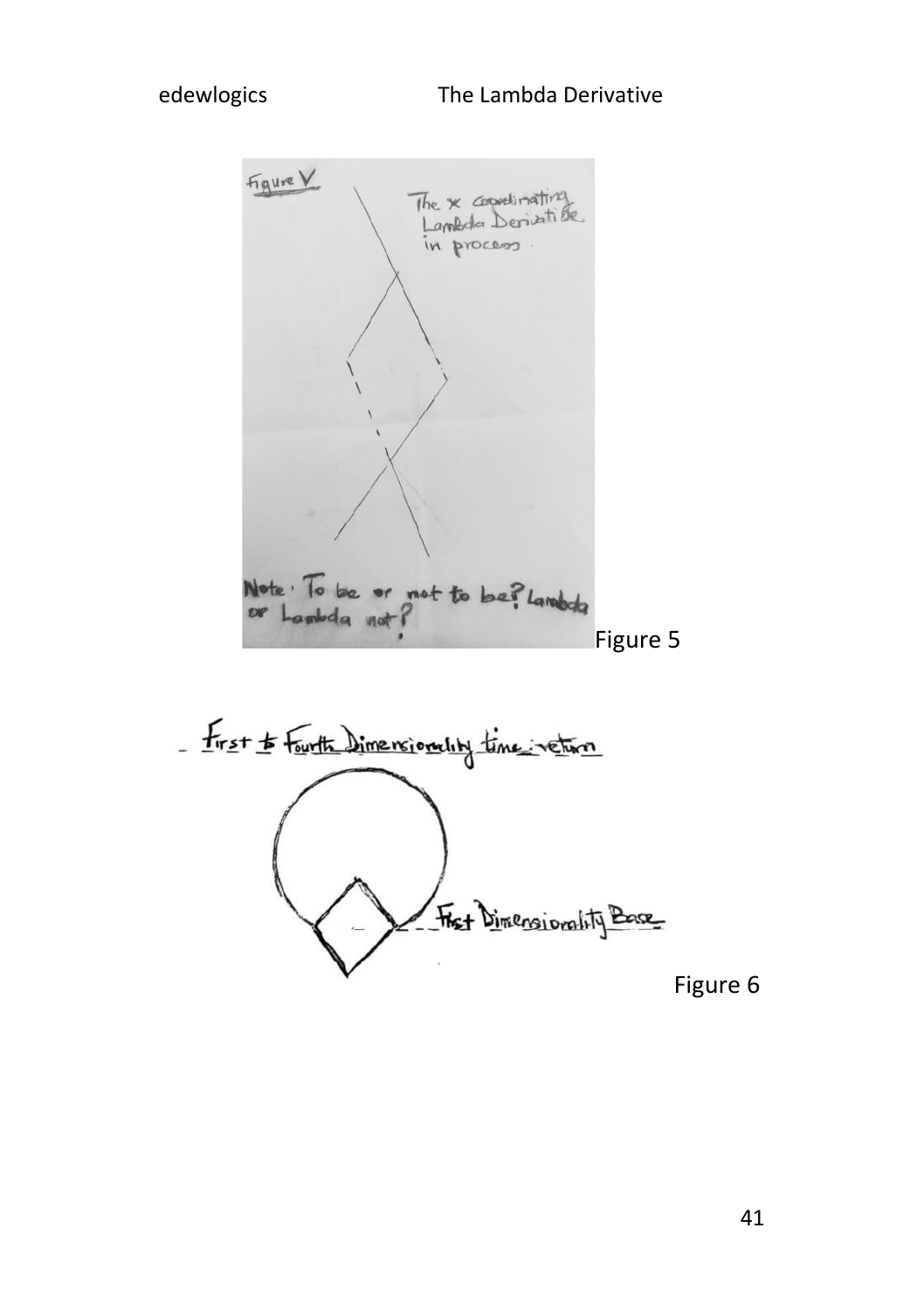Figure V

The x coordinating Lambda Derivatibe in process.

Note: To be or not to be? Lambda or Lambda not?

Figure 5

First to Fourth Dimensionality time return

First Dimensionality Base

Figure 6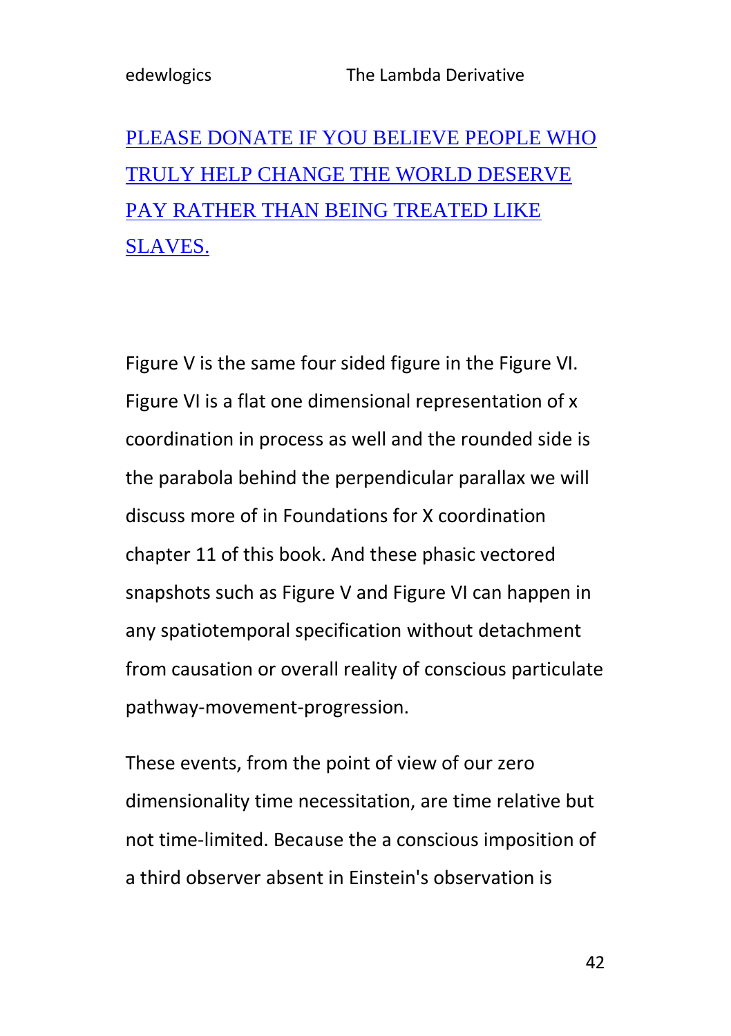PLEASE DONATE IF YOU BELIEVE PEOPLE WHO TRULY HELP CHANGE THE WORLD DESERVE PAY RATHER THAN BEING TREATED LIKE SLAVES.

Figure V is the same four sided figure in the Figure VI. Figure VI is a flat one dimensional representation of x coordination in process as well and the rounded side is the parabola behind the perpendicular parallax we will discuss more of in Foundations for X coordination chapter 11 of this book. And these phasic vectored snapshots such as Figure V and Figure VI can happen in any spatiotemporal specification without detachment from causation or overall reality of conscious particulate pathway-movement-progression.

These events, from the point of view of our zero dimensionality time necessitation, are time relative but not time-limited. Because the a conscious imposition of a third observer absent in Einstein's observation is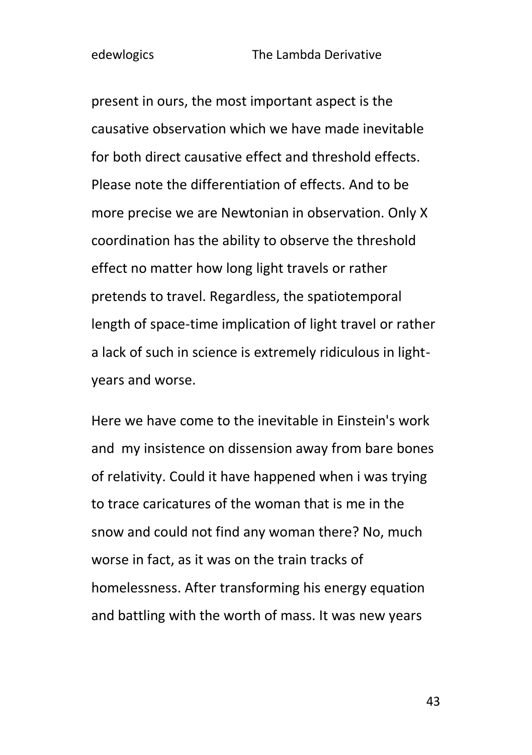present in ours, the most important aspect is the causative observation which we have made inevitable for both direct causative effect and threshold effects. Please note the differentiation of effects. And to be more precise we are Newtonian in observation. Only X coordination has the ability to observe the threshold effect no matter how long light travels or rather pretends to travel. Regardless, the spatiotemporal length of space-time implication of light travel or rather a lack of such in science is extremely ridiculous in light-years and worse.

Here we have come to the inevitable in Einstein's work and my insistence on dissension away from bare bones of relativity. Could it have happened when i was trying to trace caricatures of the woman that is me in the snow and could not find any woman there? No, much worse in fact, as it was on the train tracks of homelessness. After transforming his energy equation and battling with the worth of mass. It was new years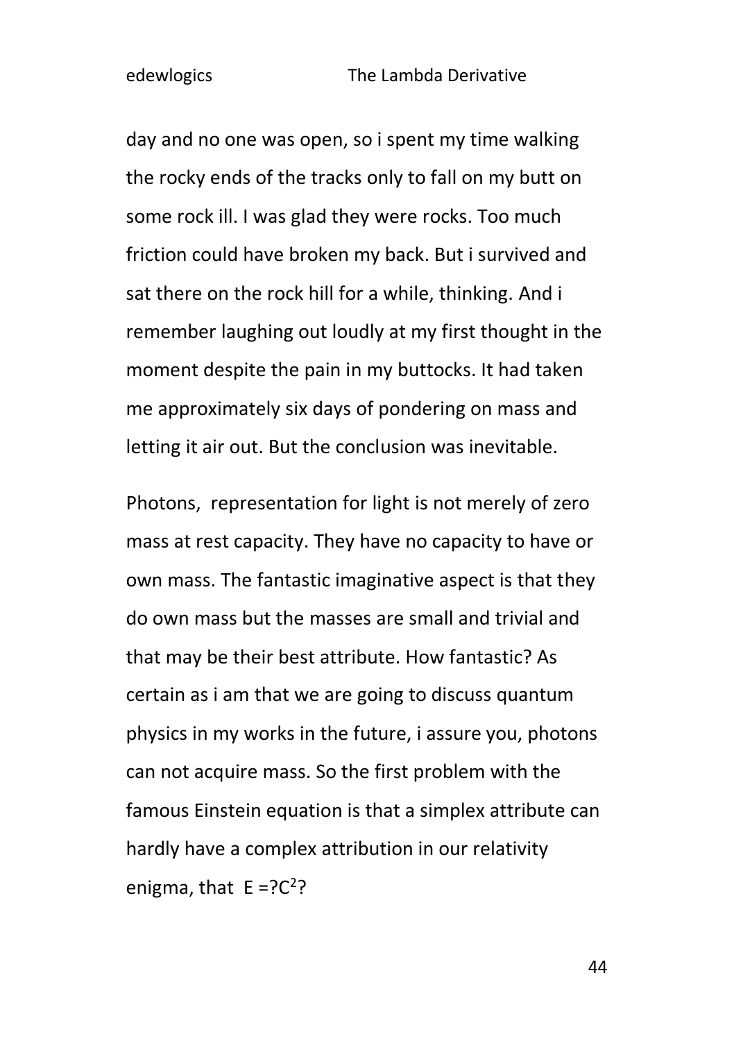day and no one was open, so i spent my time walking the rocky ends of the tracks only to fall on my butt on some rock ill. I was glad they were rocks. Too much friction could have broken my back. But i survived and sat there on the rock hill for a while, thinking. And i remember laughing out loudly at my first thought in the moment despite the pain in my buttocks. It had taken me approximately six days of pondering on mass and letting it air out. But the conclusion was inevitable.

Photons, representation for light is not merely of zero mass at rest capacity. They have no capacity to have or own mass. The fantastic imaginative aspect is that they do own mass but the masses are small and trivial and that may be their best attribute. How fantastic? As certain as i am that we are going to discuss quantum physics in my works in the future, i assure you, photons can not acquire mass. So the first problem with the famous Einstein equation is that a simplex attribute can hardly have a complex attribution in our relativity enigma, that $E = ?C^2$?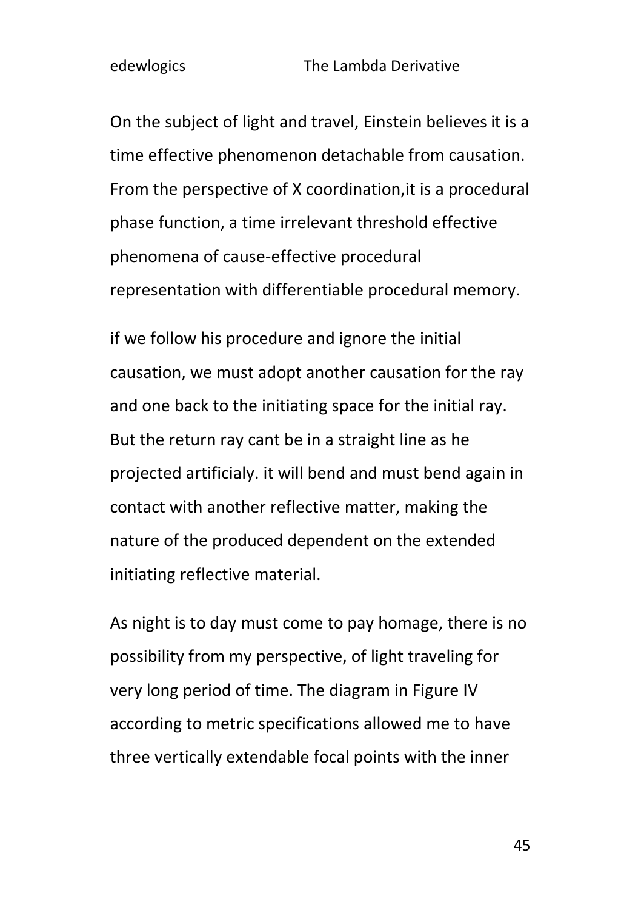On the subject of light and travel, Einstein believes it is a time effective phenomenon detachable from causation. From the perspective of X coordination,it is a procedural phase function, a time irrelevant threshold effective phenomena of cause-effective procedural representation with differentiable procedural memory.

if we follow his procedure and ignore the initial causation, we must adopt another causation for the ray and one back to the initiating space for the initial ray. But the return ray cant be in a straight line as he projected artificialy. it will bend and must bend again in contact with another reflective matter, making the nature of the produced dependent on the extended initiating reflective material.

As night is to day must come to pay homage, there is no possibility from my perspective, of light traveling for very long period of time. The diagram in Figure IV according to metric specifications allowed me to have three vertically extendable focal points with the inner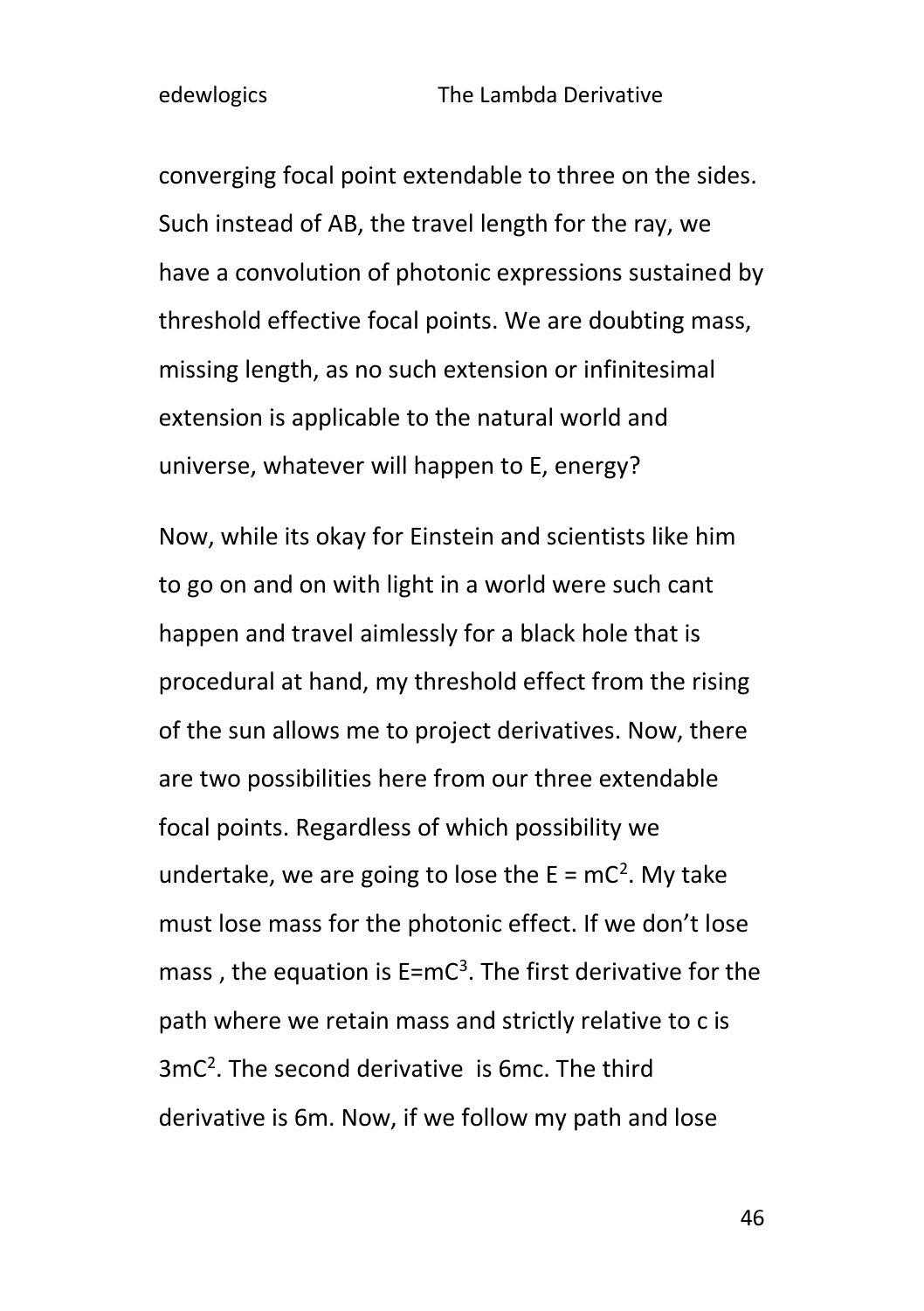converging focal point extendable to three on the sides. Such instead of AB, the travel length for the ray, we have a convolution of photonic expressions sustained by threshold effective focal points. We are doubting mass, missing length, as no such extension or infinitesimal extension is applicable to the natural world and universe, whatever will happen to E, energy?

Now, while its okay for Einstein and scientists like him to go on and on with light in a world were such cant happen and travel aimlessly for a black hole that is procedural at hand, my threshold effect from the rising of the sun allows me to project derivatives. Now, there are two possibilities here from our three extendable focal points. Regardless of which possibility we undertake, we are going to lose the $E = mC^2$. My take must lose mass for the photonic effect. If we don't lose mass , the equation is $E=mC^3$. The first derivative for the path where we retain mass and strictly relative to c is $3mC^2$. The second derivative is 6mc. The third derivative is 6m. Now, if we follow my path and lose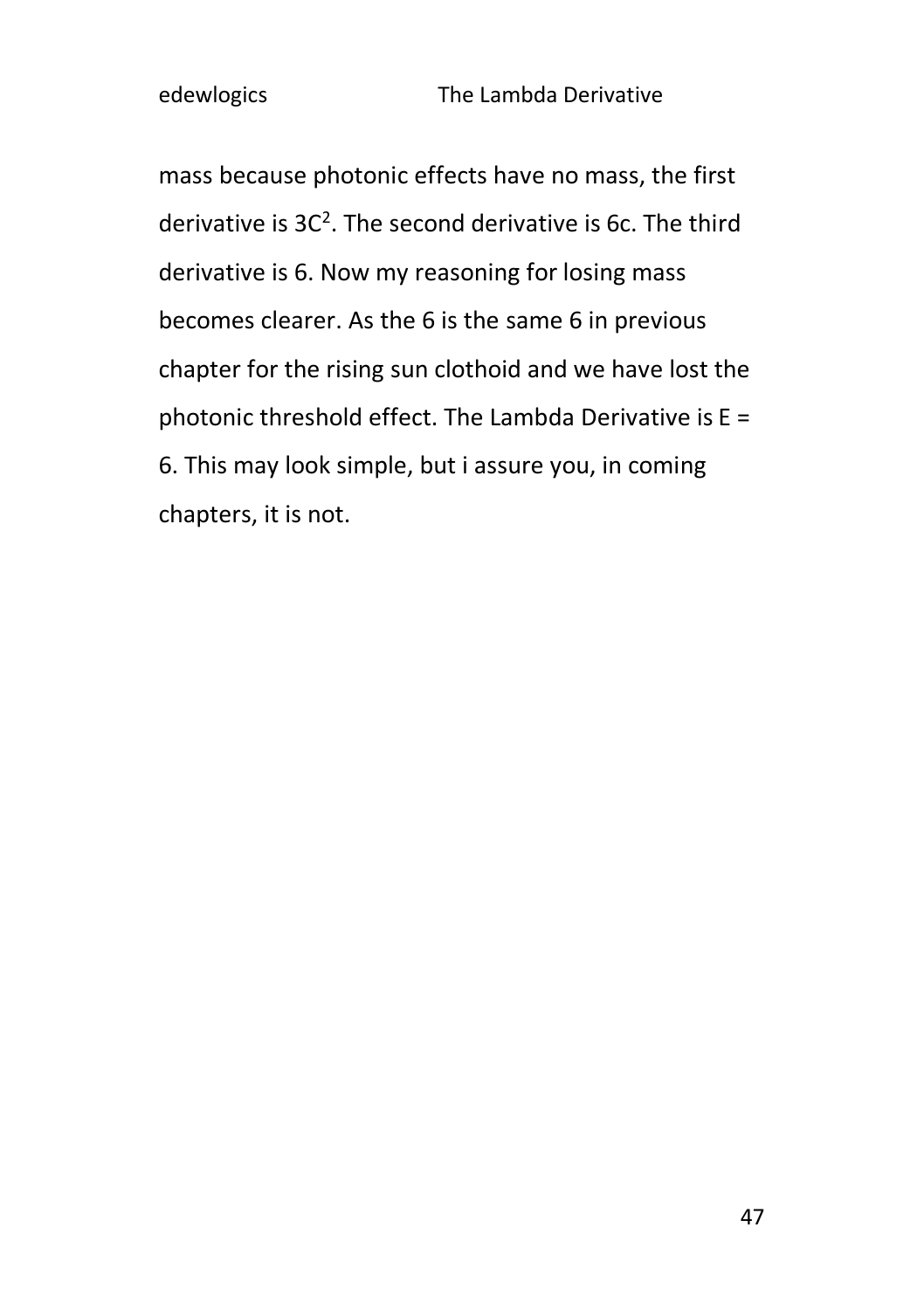mass because photonic effects have no mass, the first derivative is $3C^2$. The second derivative is 6c. The third derivative is 6. Now my reasoning for losing mass becomes clearer. As the 6 is the same 6 in previous chapter for the rising sun clothoid and we have lost the photonic threshold effect. The Lambda Derivative is E = 6. This may look simple, but i assure you, in coming chapters, it is not.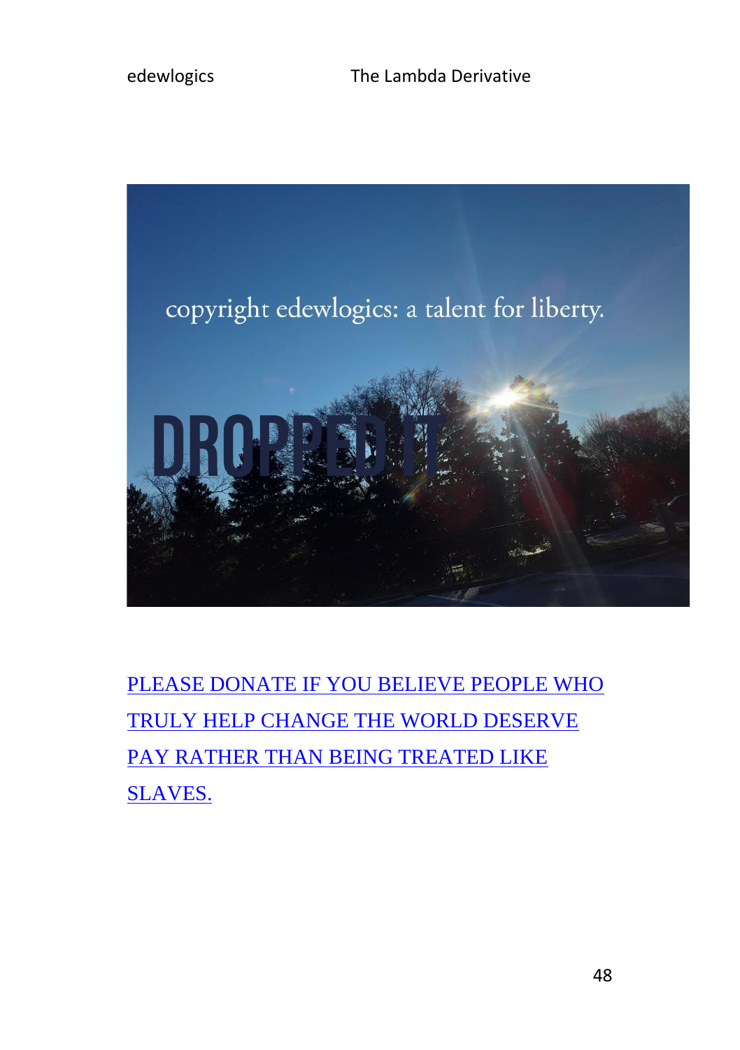PLEASE DONATE IF YOU BELIEVE PEOPLE WHO TRULY HELP CHANGE THE WORLD DESERVE PAY RATHER THAN BEING TREATED LIKE SLAVES.